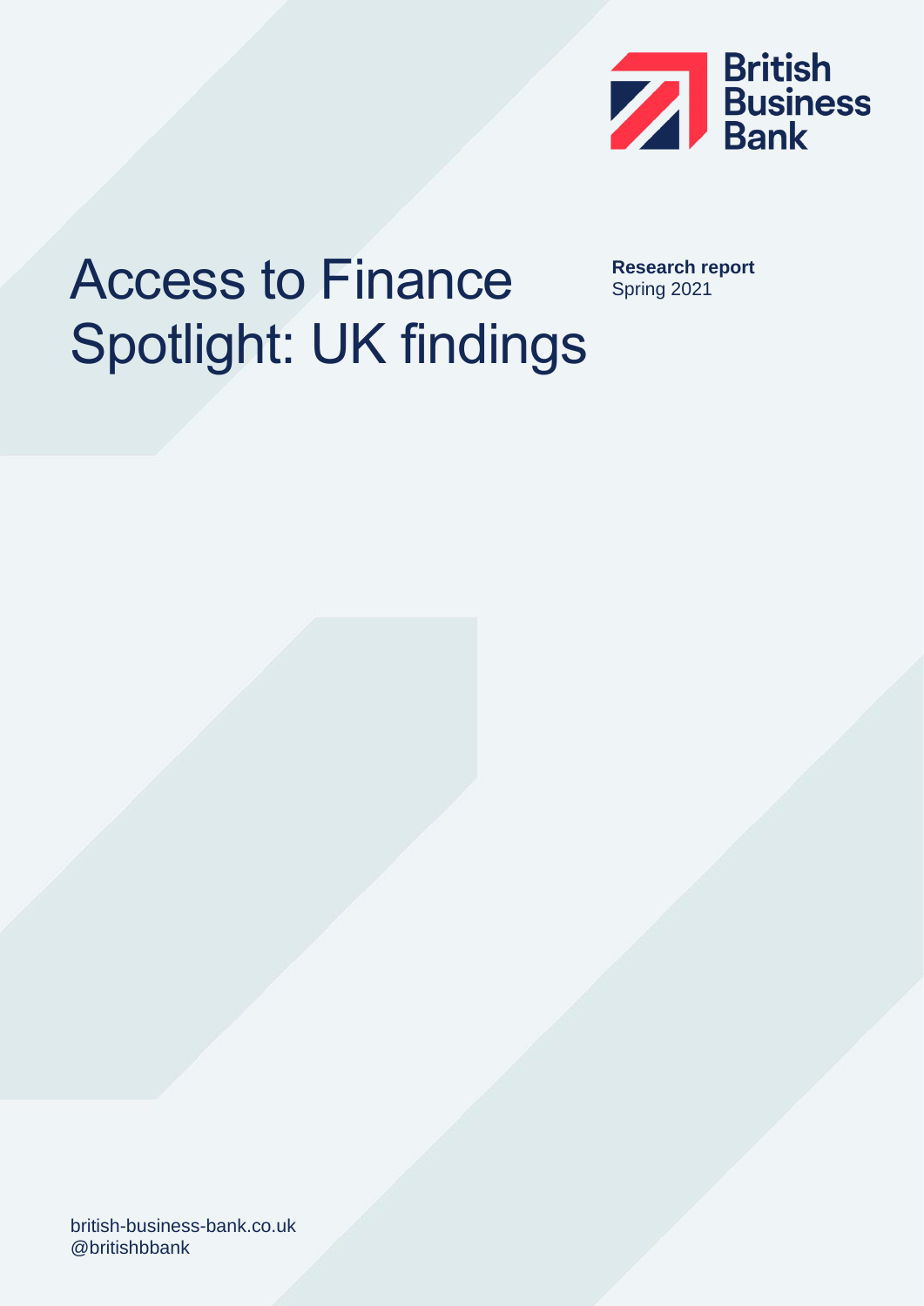British Business Bank

# Access to Finance Spotlight: UK findings

**Research report**
Spring 2021

british-business-bank.co.uk
@britishbbank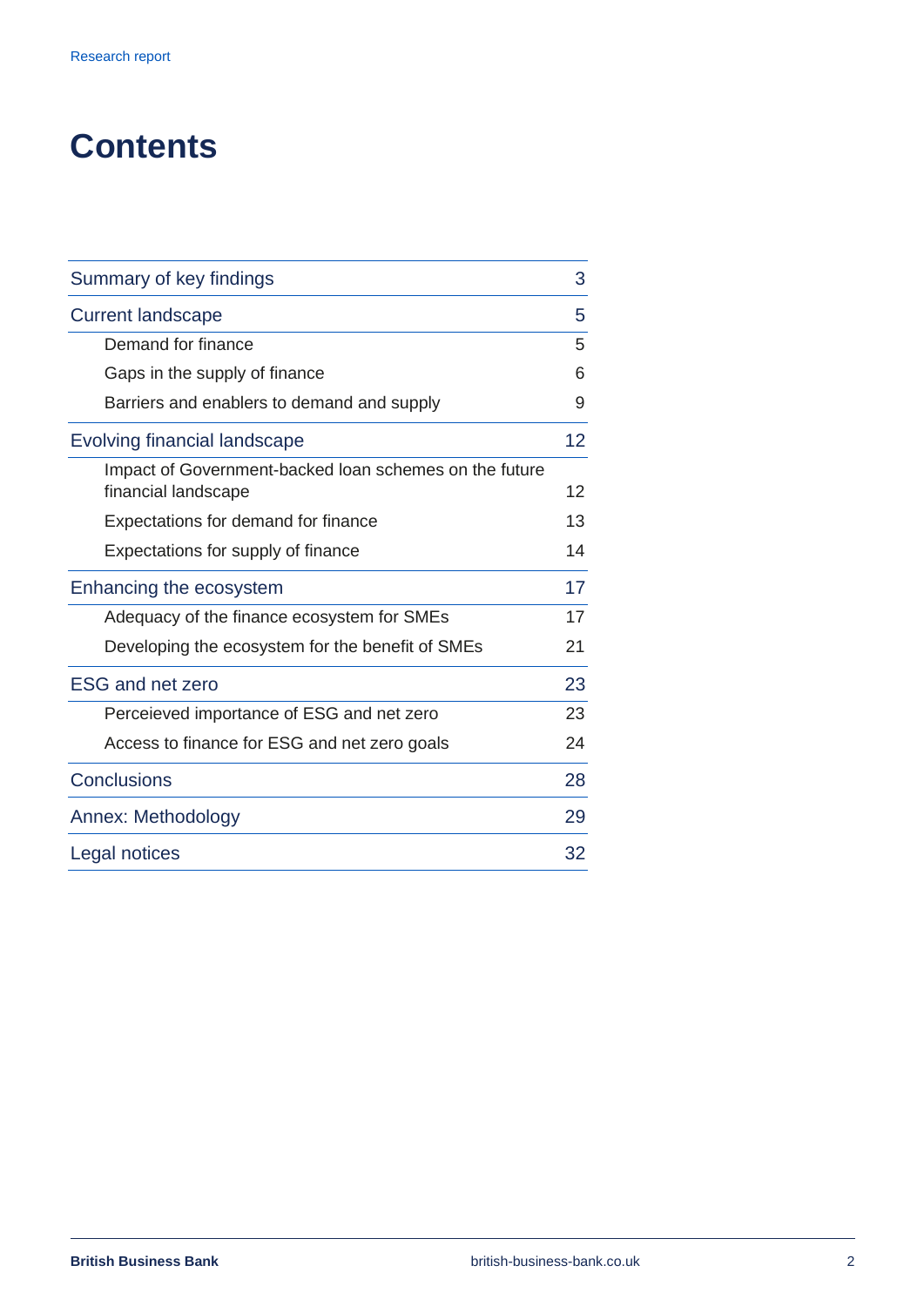# Contents

| | |
|---|---|
| Summary of key findings | 3 |
| Current landscape | 5 |
| Demand for finance | 5 |
| Gaps in the supply of finance | 6 |
| Barriers and enablers to demand and supply | 9 |
| Evolving financial landscape | 12 |
| Impact of Government-backed loan schemes on the future financial landscape | 12 |
| Expectations for demand for finance | 13 |
| Expectations for supply of finance | 14 |
| Enhancing the ecosystem | 17 |
| Adequacy of the finance ecosystem for SMEs | 17 |
| Developing the ecosystem for the benefit of SMEs | 21 |
| ESG and net zero | 23 |
| Perceieved importance of ESG and net zero | 23 |
| Access to finance for ESG and net zero goals | 24 |
| Conclusions | 28 |
| Annex: Methodology | 29 |
| Legal notices | 32 |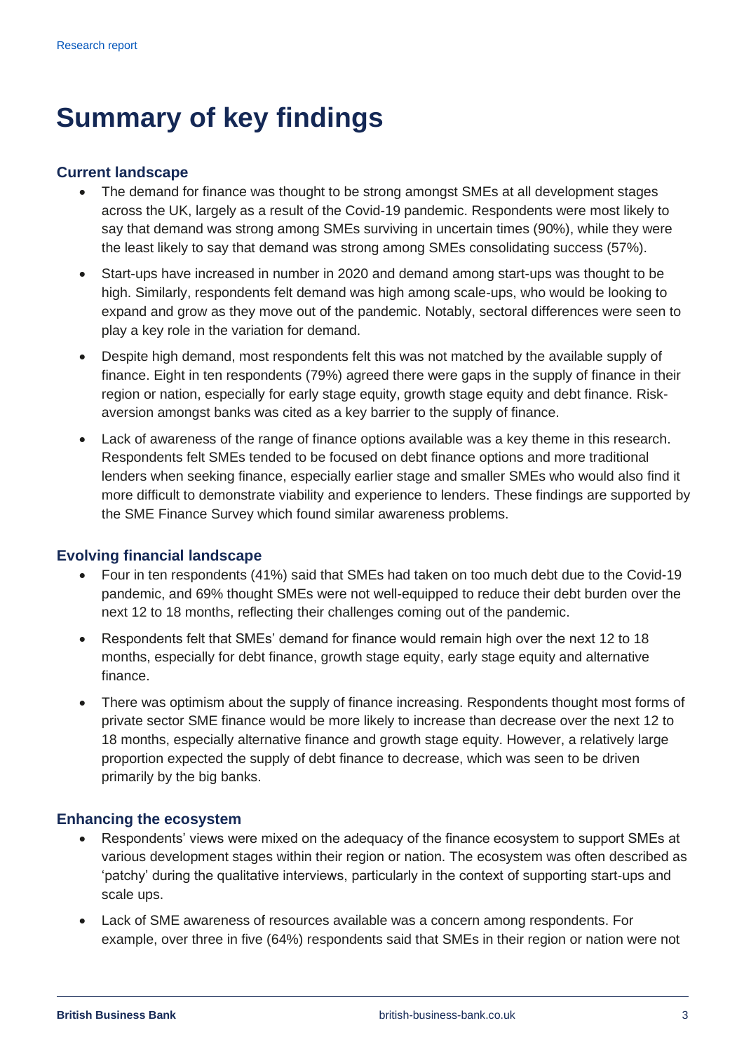# Summary of key findings

### Current landscape

- The demand for finance was thought to be strong amongst SMEs at all development stages across the UK, largely as a result of the Covid-19 pandemic. Respondents were most likely to say that demand was strong among SMEs surviving in uncertain times (90%), while they were the least likely to say that demand was strong among SMEs consolidating success (57%).
- Start-ups have increased in number in 2020 and demand among start-ups was thought to be high. Similarly, respondents felt demand was high among scale-ups, who would be looking to expand and grow as they move out of the pandemic. Notably, sectoral differences were seen to play a key role in the variation for demand.
- Despite high demand, most respondents felt this was not matched by the available supply of finance. Eight in ten respondents (79%) agreed there were gaps in the supply of finance in their region or nation, especially for early stage equity, growth stage equity and debt finance. Risk-aversion amongst banks was cited as a key barrier to the supply of finance.
- Lack of awareness of the range of finance options available was a key theme in this research. Respondents felt SMEs tended to be focused on debt finance options and more traditional lenders when seeking finance, especially earlier stage and smaller SMEs who would also find it more difficult to demonstrate viability and experience to lenders. These findings are supported by the SME Finance Survey which found similar awareness problems.

### Evolving financial landscape

- Four in ten respondents (41%) said that SMEs had taken on too much debt due to the Covid-19 pandemic, and 69% thought SMEs were not well-equipped to reduce their debt burden over the next 12 to 18 months, reflecting their challenges coming out of the pandemic.
- Respondents felt that SMEs' demand for finance would remain high over the next 12 to 18 months, especially for debt finance, growth stage equity, early stage equity and alternative finance.
- There was optimism about the supply of finance increasing. Respondents thought most forms of private sector SME finance would be more likely to increase than decrease over the next 12 to 18 months, especially alternative finance and growth stage equity. However, a relatively large proportion expected the supply of debt finance to decrease, which was seen to be driven primarily by the big banks.

### Enhancing the ecosystem

- Respondents' views were mixed on the adequacy of the finance ecosystem to support SMEs at various development stages within their region or nation. The ecosystem was often described as 'patchy' during the qualitative interviews, particularly in the context of supporting start-ups and scale ups.
- Lack of SME awareness of resources available was a concern among respondents. For example, over three in five (64%) respondents said that SMEs in their region or nation were not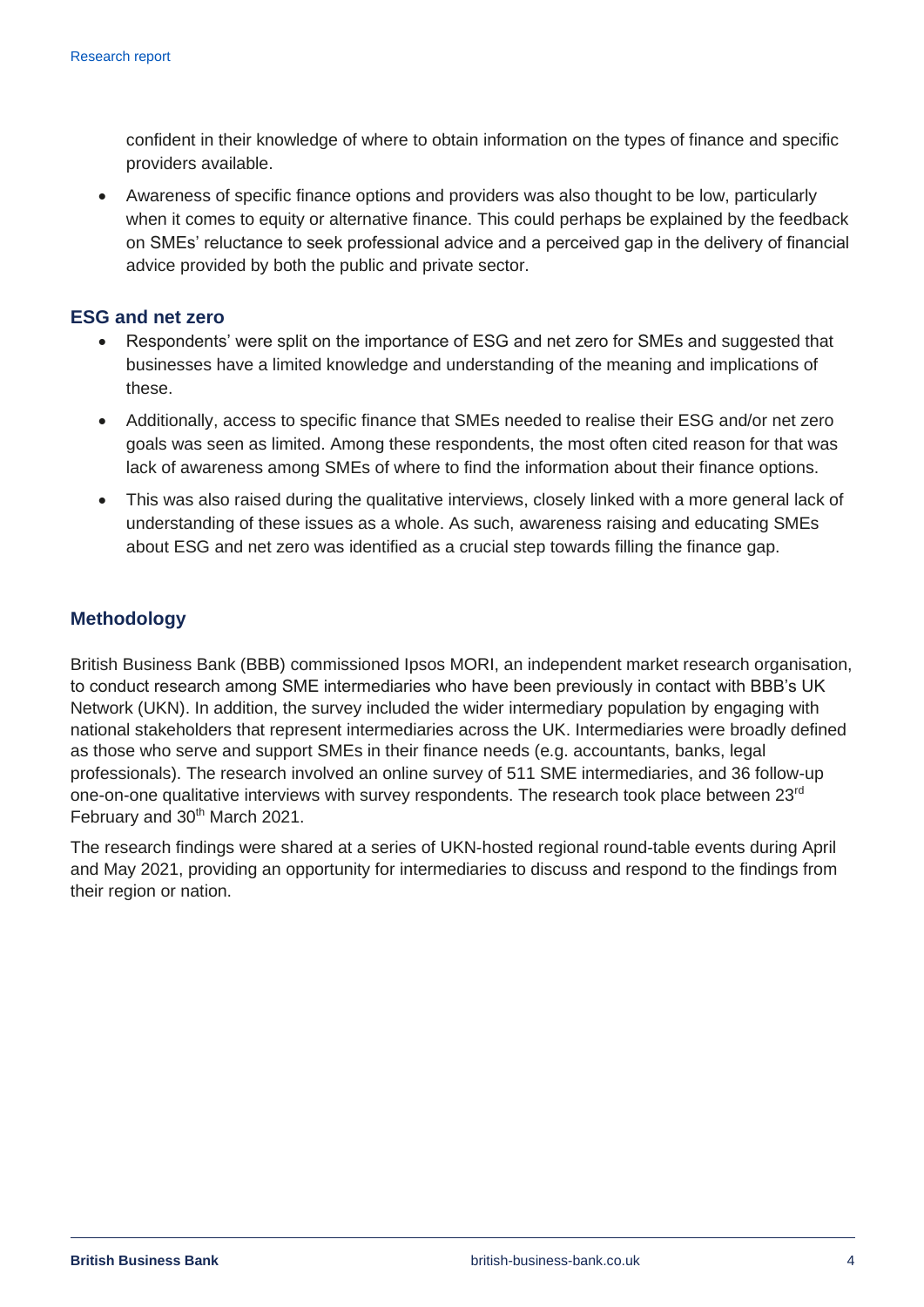confident in their knowledge of where to obtain information on the types of finance and specific providers available.

- Awareness of specific finance options and providers was also thought to be low, particularly when it comes to equity or alternative finance. This could perhaps be explained by the feedback on SMEs' reluctance to seek professional advice and a perceived gap in the delivery of financial advice provided by both the public and private sector.

### ESG and net zero

- Respondents' were split on the importance of ESG and net zero for SMEs and suggested that businesses have a limited knowledge and understanding of the meaning and implications of these.
- Additionally, access to specific finance that SMEs needed to realise their ESG and/or net zero goals was seen as limited. Among these respondents, the most often cited reason for that was lack of awareness among SMEs of where to find the information about their finance options.
- This was also raised during the qualitative interviews, closely linked with a more general lack of understanding of these issues as a whole. As such, awareness raising and educating SMEs about ESG and net zero was identified as a crucial step towards filling the finance gap.

## Methodology

British Business Bank (BBB) commissioned Ipsos MORI, an independent market research organisation, to conduct research among SME intermediaries who have been previously in contact with BBB's UK Network (UKN). In addition, the survey included the wider intermediary population by engaging with national stakeholders that represent intermediaries across the UK. Intermediaries were broadly defined as those who serve and support SMEs in their finance needs (e.g. accountants, banks, legal professionals). The research involved an online survey of 511 SME intermediaries, and 36 follow-up one-on-one qualitative interviews with survey respondents. The research took place between 23rd February and 30th March 2021.

The research findings were shared at a series of UKN-hosted regional round-table events during April and May 2021, providing an opportunity for intermediaries to discuss and respond to the findings from their region or nation.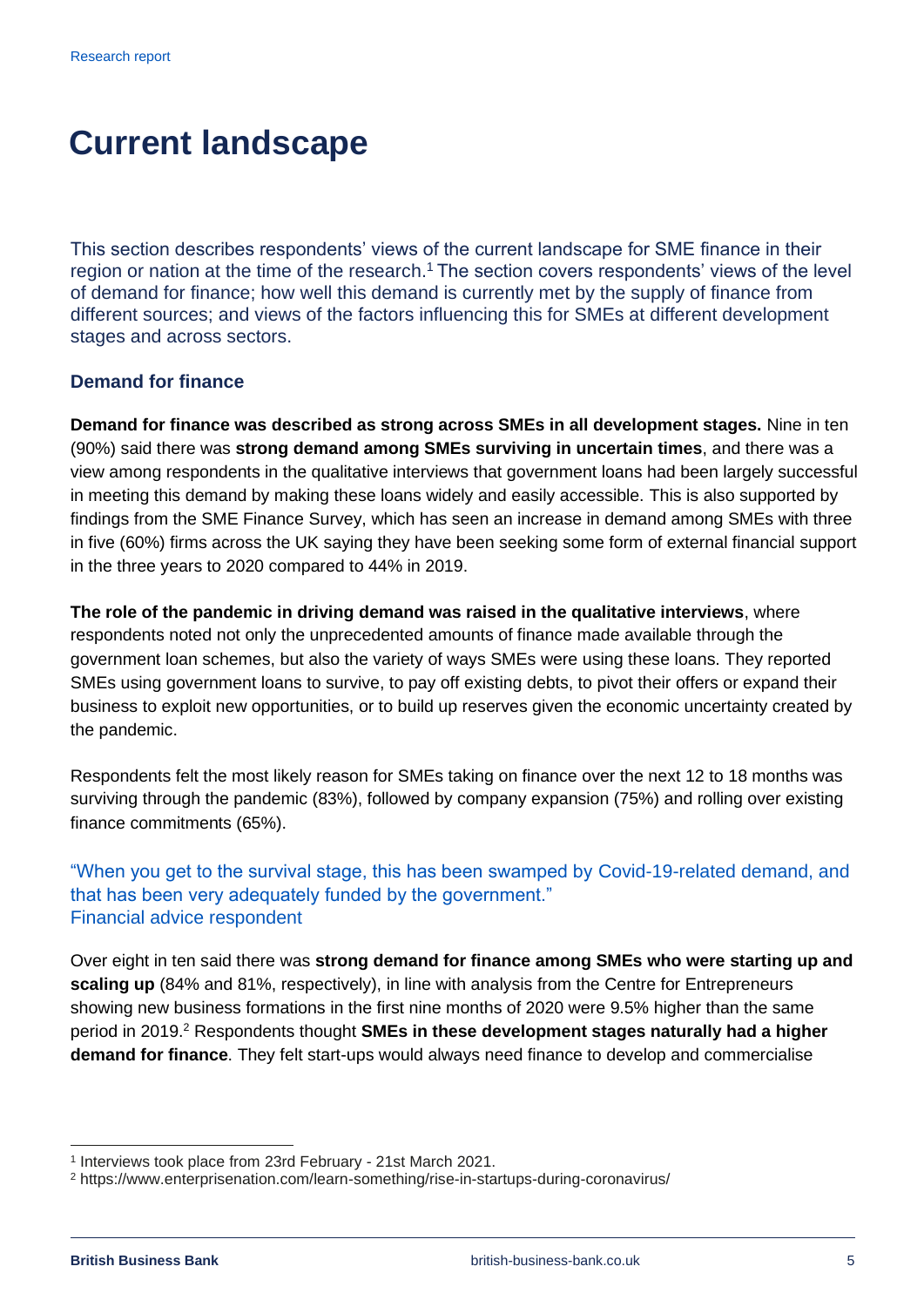# Current landscape

This section describes respondents' views of the current landscape for SME finance in their region or nation at the time of the research.[1] The section covers respondents' views of the level of demand for finance; how well this demand is currently met by the supply of finance from different sources; and views of the factors influencing this for SMEs at different development stages and across sectors.

## Demand for finance

**Demand for finance was described as strong across SMEs in all development stages.** Nine in ten (90%) said there was **strong demand among SMEs surviving in uncertain times**, and there was a view among respondents in the qualitative interviews that government loans had been largely successful in meeting this demand by making these loans widely and easily accessible. This is also supported by findings from the SME Finance Survey, which has seen an increase in demand among SMEs with three in five (60%) firms across the UK saying they have been seeking some form of external financial support in the three years to 2020 compared to 44% in 2019.

**The role of the pandemic in driving demand was raised in the qualitative interviews**, where respondents noted not only the unprecedented amounts of finance made available through the government loan schemes, but also the variety of ways SMEs were using these loans. They reported SMEs using government loans to survive, to pay off existing debts, to pivot their offers or expand their business to exploit new opportunities, or to build up reserves given the economic uncertainty created by the pandemic.

Respondents felt the most likely reason for SMEs taking on finance over the next 12 to 18 months was surviving through the pandemic (83%), followed by company expansion (75%) and rolling over existing finance commitments (65%).

"When you get to the survival stage, this has been swamped by Covid-19-related demand, and that has been very adequately funded by the government."
Financial advice respondent

Over eight in ten said there was **strong demand for finance among SMEs who were starting up and scaling up** (84% and 81%, respectively), in line with analysis from the Centre for Entrepreneurs showing new business formations in the first nine months of 2020 were 9.5% higher than the same period in 2019.[2] Respondents thought **SMEs in these development stages naturally had a higher demand for finance**. They felt start-ups would always need finance to develop and commercialise

[1] Interviews took place from 23rd February - 21st March 2021.

[2] https://www.enterprisenation.com/learn-something/rise-in-startups-during-coronavirus/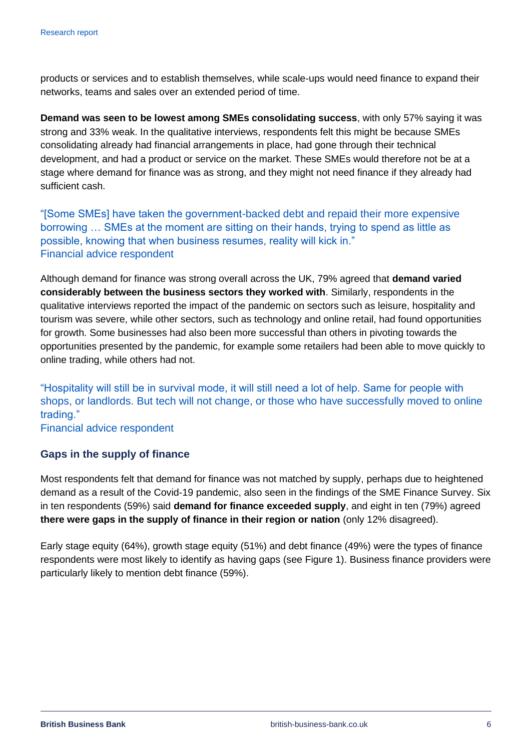products or services and to establish themselves, while scale-ups would need finance to expand their networks, teams and sales over an extended period of time.

**Demand was seen to be lowest among SMEs consolidating success**, with only 57% saying it was strong and 33% weak. In the qualitative interviews, respondents felt this might be because SMEs consolidating already had financial arrangements in place, had gone through their technical development, and had a product or service on the market. These SMEs would therefore not be at a stage where demand for finance was as strong, and they might not need finance if they already had sufficient cash.

> "[Some SMEs] have taken the government-backed debt and repaid their more expensive borrowing … SMEs at the moment are sitting on their hands, trying to spend as little as possible, knowing that when business resumes, reality will kick in."
> Financial advice respondent

Although demand for finance was strong overall across the UK, 79% agreed that **demand varied considerably between the business sectors they worked with**. Similarly, respondents in the qualitative interviews reported the impact of the pandemic on sectors such as leisure, hospitality and tourism was severe, while other sectors, such as technology and online retail, had found opportunities for growth. Some businesses had also been more successful than others in pivoting towards the opportunities presented by the pandemic, for example some retailers had been able to move quickly to online trading, while others had not.

> "Hospitality will still be in survival mode, it will still need a lot of help. Same for people with shops, or landlords. But tech will not change, or those who have successfully moved to online trading."
> Financial advice respondent

### Gaps in the supply of finance

Most respondents felt that demand for finance was not matched by supply, perhaps due to heightened demand as a result of the Covid-19 pandemic, also seen in the findings of the SME Finance Survey. Six in ten respondents (59%) said **demand for finance exceeded supply**, and eight in ten (79%) agreed **there were gaps in the supply of finance in their region or nation** (only 12% disagreed).

Early stage equity (64%), growth stage equity (51%) and debt finance (49%) were the types of finance respondents were most likely to identify as having gaps (see Figure 1). Business finance providers were particularly likely to mention debt finance (59%).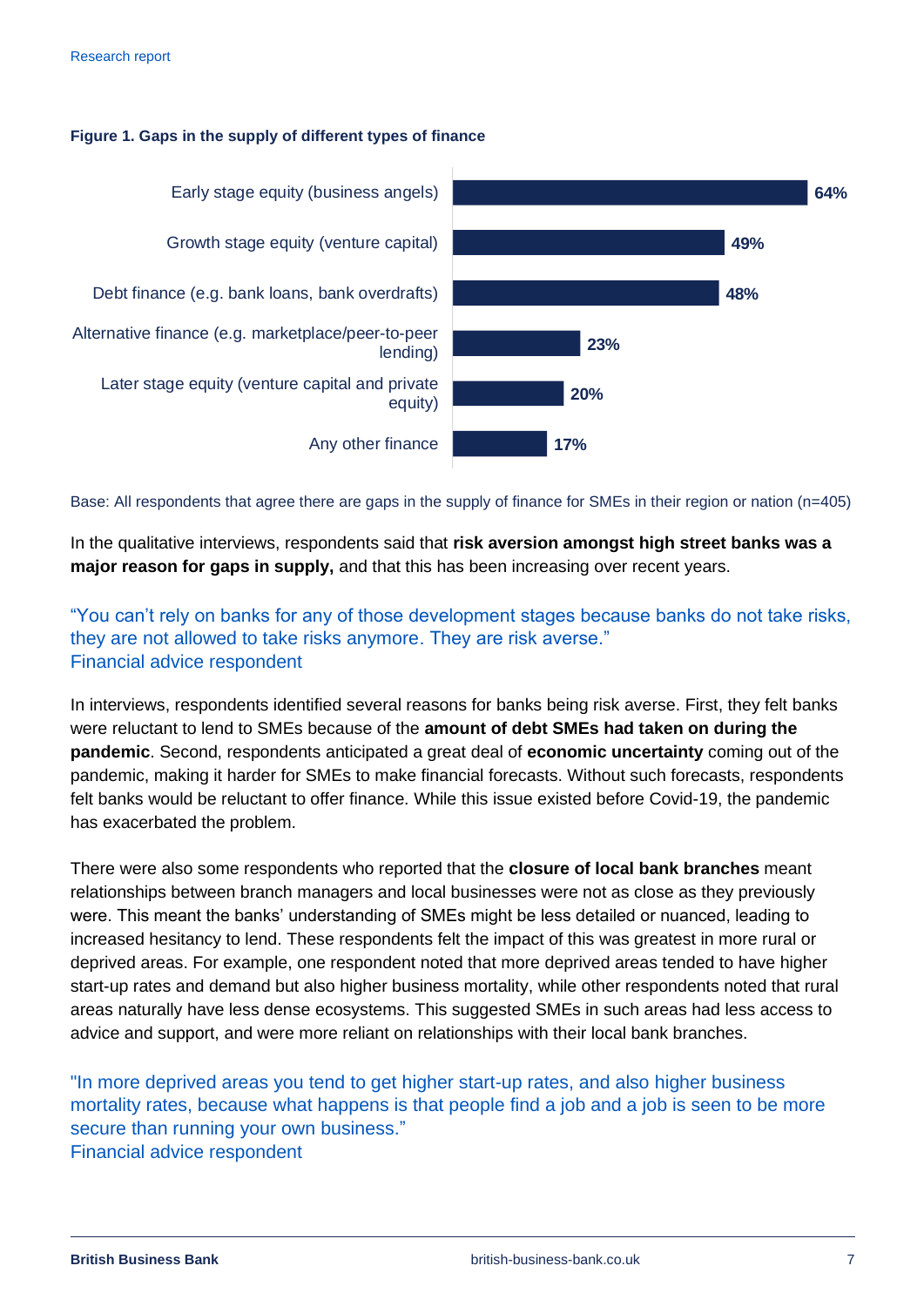**Figure 1. Gaps in the supply of different types of finance**

| Type of finance | % |
|---|---|
| Early stage equity (business angels) | 64% |
| Growth stage equity (venture capital) | 49% |
| Debt finance (e.g. bank loans, bank overdrafts) | 48% |
| Alternative finance (e.g. marketplace/peer-to-peer lending) | 23% |
| Later stage equity (venture capital and private equity) | 20% |
| Any other finance | 17% |

Base: All respondents that agree there are gaps in the supply of finance for SMEs in their region or nation (n=405)

In the qualitative interviews, respondents said that **risk aversion amongst high street banks was a major reason for gaps in supply,** and that this has been increasing over recent years.

"You can't rely on banks for any of those development stages because banks do not take risks, they are not allowed to take risks anymore. They are risk averse."
Financial advice respondent

In interviews, respondents identified several reasons for banks being risk averse. First, they felt banks were reluctant to lend to SMEs because of the **amount of debt SMEs had taken on during the pandemic**. Second, respondents anticipated a great deal of **economic uncertainty** coming out of the pandemic, making it harder for SMEs to make financial forecasts. Without such forecasts, respondents felt banks would be reluctant to offer finance. While this issue existed before Covid-19, the pandemic has exacerbated the problem.

There were also some respondents who reported that the **closure of local bank branches** meant relationships between branch managers and local businesses were not as close as they previously were. This meant the banks' understanding of SMEs might be less detailed or nuanced, leading to increased hesitancy to lend. These respondents felt the impact of this was greatest in more rural or deprived areas. For example, one respondent noted that more deprived areas tended to have higher start-up rates and demand but also higher business mortality, while other respondents noted that rural areas naturally have less dense ecosystems. This suggested SMEs in such areas had less access to advice and support, and were more reliant on relationships with their local bank branches.

"In more deprived areas you tend to get higher start-up rates, and also higher business mortality rates, because what happens is that people find a job and a job is seen to be more secure than running your own business."
Financial advice respondent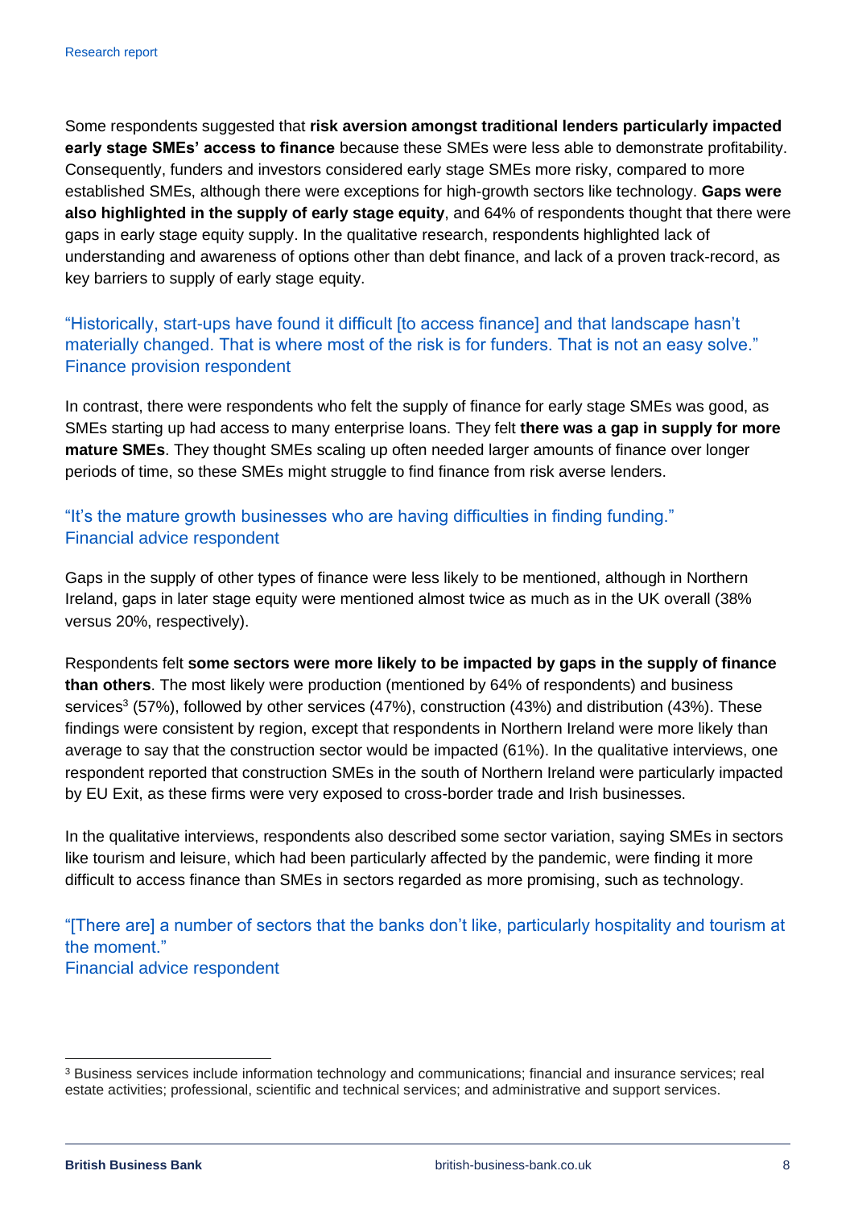Some respondents suggested that **risk aversion amongst traditional lenders particularly impacted early stage SMEs' access to finance** because these SMEs were less able to demonstrate profitability. Consequently, funders and investors considered early stage SMEs more risky, compared to more established SMEs, although there were exceptions for high-growth sectors like technology. **Gaps were also highlighted in the supply of early stage equity**, and 64% of respondents thought that there were gaps in early stage equity supply. In the qualitative research, respondents highlighted lack of understanding and awareness of options other than debt finance, and lack of a proven track-record, as key barriers to supply of early stage equity.

"Historically, start-ups have found it difficult [to access finance] and that landscape hasn't materially changed. That is where most of the risk is for funders. That is not an easy solve."
Finance provision respondent

In contrast, there were respondents who felt the supply of finance for early stage SMEs was good, as SMEs starting up had access to many enterprise loans. They felt **there was a gap in supply for more mature SMEs**. They thought SMEs scaling up often needed larger amounts of finance over longer periods of time, so these SMEs might struggle to find finance from risk averse lenders.

"It's the mature growth businesses who are having difficulties in finding funding."
Financial advice respondent

Gaps in the supply of other types of finance were less likely to be mentioned, although in Northern Ireland, gaps in later stage equity were mentioned almost twice as much as in the UK overall (38% versus 20%, respectively).

Respondents felt **some sectors were more likely to be impacted by gaps in the supply of finance than others**. The most likely were production (mentioned by 64% of respondents) and business services[3] (57%), followed by other services (47%), construction (43%) and distribution (43%). These findings were consistent by region, except that respondents in Northern Ireland were more likely than average to say that the construction sector would be impacted (61%). In the qualitative interviews, one respondent reported that construction SMEs in the south of Northern Ireland were particularly impacted by EU Exit, as these firms were very exposed to cross-border trade and Irish businesses.

In the qualitative interviews, respondents also described some sector variation, saying SMEs in sectors like tourism and leisure, which had been particularly affected by the pandemic, were finding it more difficult to access finance than SMEs in sectors regarded as more promising, such as technology.

"[There are] a number of sectors that the banks don't like, particularly hospitality and tourism at the moment."
Financial advice respondent

[3] Business services include information technology and communications; financial and insurance services; real estate activities; professional, scientific and technical services; and administrative and support services.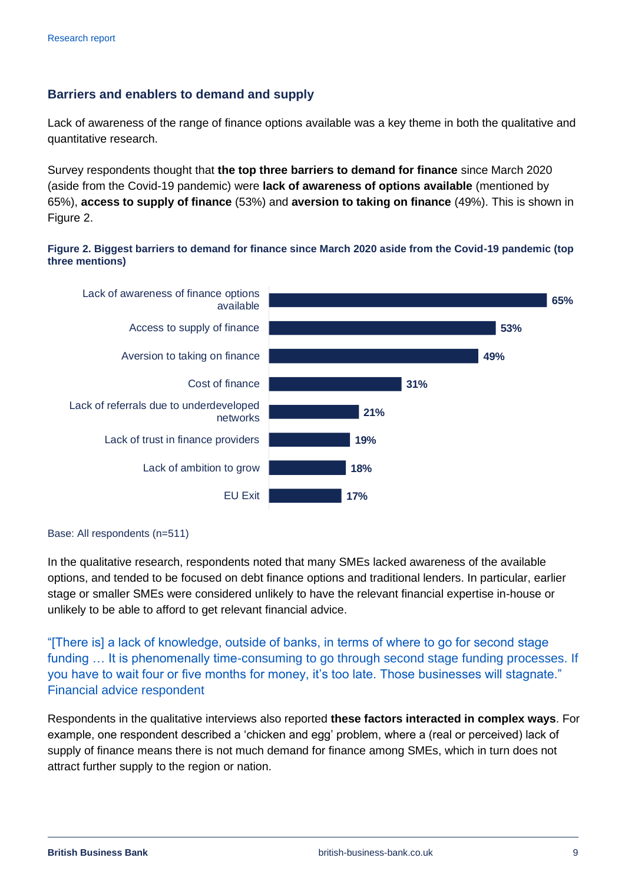## Barriers and enablers to demand and supply

Lack of awareness of the range of finance options available was a key theme in both the qualitative and quantitative research.

Survey respondents thought that **the top three barriers to demand for finance** since March 2020 (aside from the Covid-19 pandemic) were **lack of awareness of options available** (mentioned by 65%), **access to supply of finance** (53%) and **aversion to taking on finance** (49%). This is shown in Figure 2.

**Figure 2. Biggest barriers to demand for finance since March 2020 aside from the Covid-19 pandemic (top three mentions)**

| Barrier | % |
| --- | --- |
| Lack of awareness of finance options available | 65% |
| Access to supply of finance | 53% |
| Aversion to taking on finance | 49% |
| Cost of finance | 31% |
| Lack of referrals due to underdeveloped networks | 21% |
| Lack of trust in finance providers | 19% |
| Lack of ambition to grow | 18% |
| EU Exit | 17% |

Base: All respondents (n=511)

In the qualitative research, respondents noted that many SMEs lacked awareness of the available options, and tended to be focused on debt finance options and traditional lenders. In particular, earlier stage or smaller SMEs were considered unlikely to have the relevant financial expertise in-house or unlikely to be able to afford to get relevant financial advice.

"[There is] a lack of knowledge, outside of banks, in terms of where to go for second stage funding … It is phenomenally time-consuming to go through second stage funding processes. If you have to wait four or five months for money, it's too late. Those businesses will stagnate."
Financial advice respondent

Respondents in the qualitative interviews also reported **these factors interacted in complex ways**. For example, one respondent described a 'chicken and egg' problem, where a (real or perceived) lack of supply of finance means there is not much demand for finance among SMEs, which in turn does not attract further supply to the region or nation.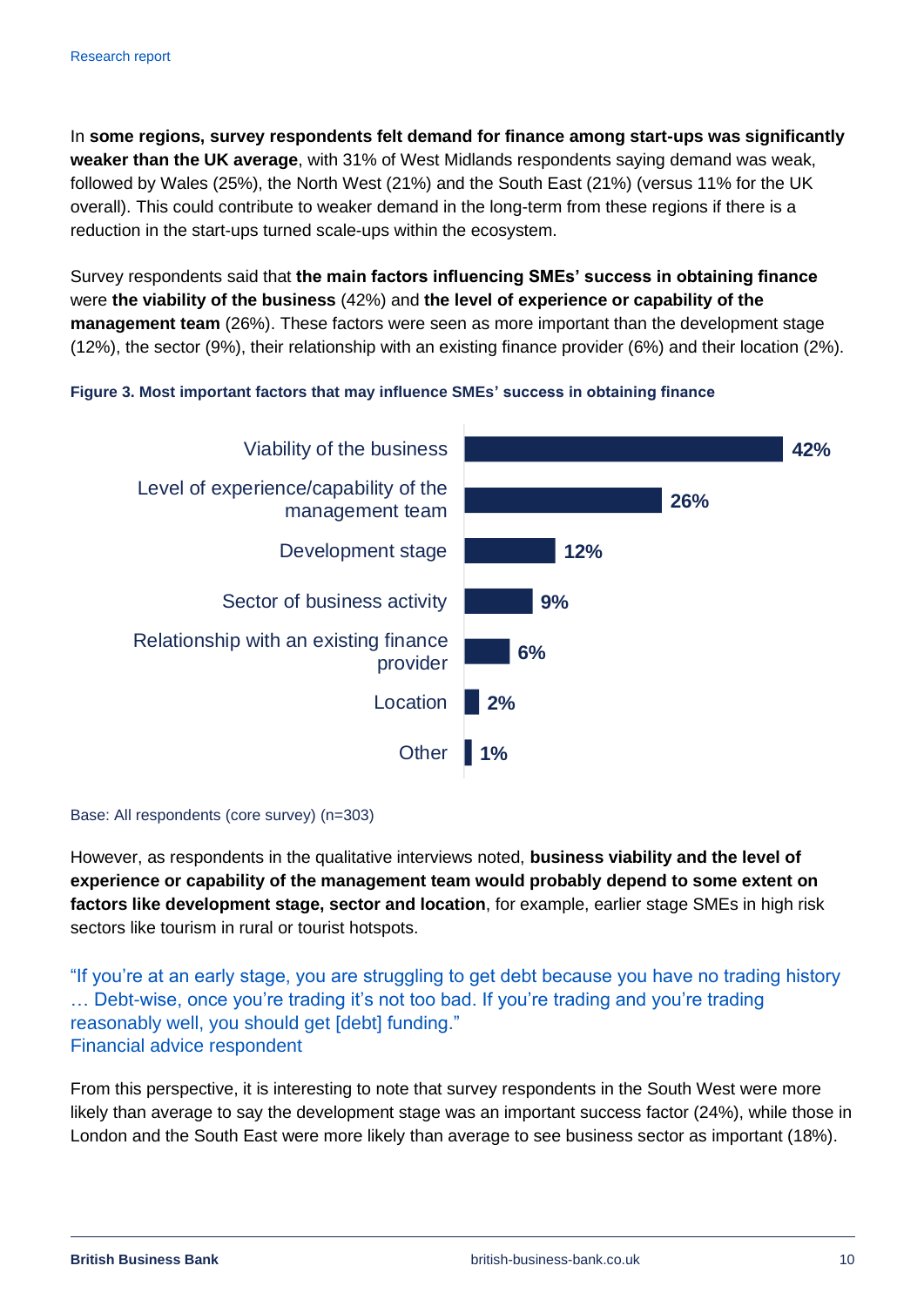In **some regions, survey respondents felt demand for finance among start-ups was significantly weaker than the UK average**, with 31% of West Midlands respondents saying demand was weak, followed by Wales (25%), the North West (21%) and the South East (21%) (versus 11% for the UK overall). This could contribute to weaker demand in the long-term from these regions if there is a reduction in the start-ups turned scale-ups within the ecosystem.

Survey respondents said that **the main factors influencing SMEs' success in obtaining finance** were **the viability of the business** (42%) and **the level of experience or capability of the management team** (26%). These factors were seen as more important than the development stage (12%), the sector (9%), their relationship with an existing finance provider (6%) and their location (2%).

**Figure 3. Most important factors that may influence SMEs' success in obtaining finance**

| Factor | % |
|---|---|
| Viability of the business | 42% |
| Level of experience/capability of the management team | 26% |
| Development stage | 12% |
| Sector of business activity | 9% |
| Relationship with an existing finance provider | 6% |
| Location | 2% |
| Other | 1% |

Base: All respondents (core survey) (n=303)

However, as respondents in the qualitative interviews noted, **business viability and the level of experience or capability of the management team would probably depend to some extent on factors like development stage, sector and location**, for example, earlier stage SMEs in high risk sectors like tourism in rural or tourist hotspots.

"If you're at an early stage, you are struggling to get debt because you have no trading history … Debt-wise, once you're trading it's not too bad. If you're trading and you're trading reasonably well, you should get [debt] funding."
Financial advice respondent

From this perspective, it is interesting to note that survey respondents in the South West were more likely than average to say the development stage was an important success factor (24%), while those in London and the South East were more likely than average to see business sector as important (18%).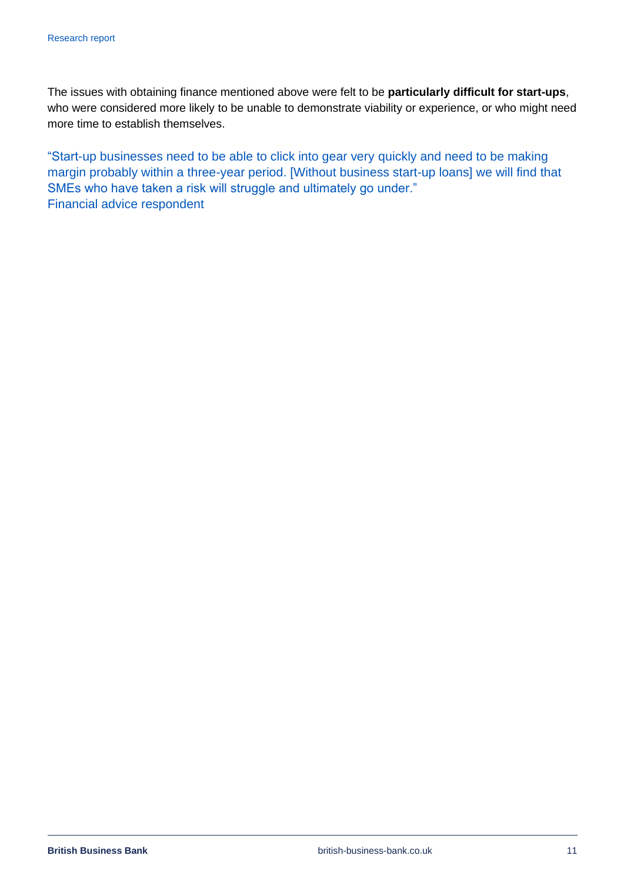The issues with obtaining finance mentioned above were felt to be **particularly difficult for start-ups**, who were considered more likely to be unable to demonstrate viability or experience, or who might need more time to establish themselves.

"Start-up businesses need to be able to click into gear very quickly and need to be making margin probably within a three-year period. [Without business start-up loans] we will find that SMEs who have taken a risk will struggle and ultimately go under."
Financial advice respondent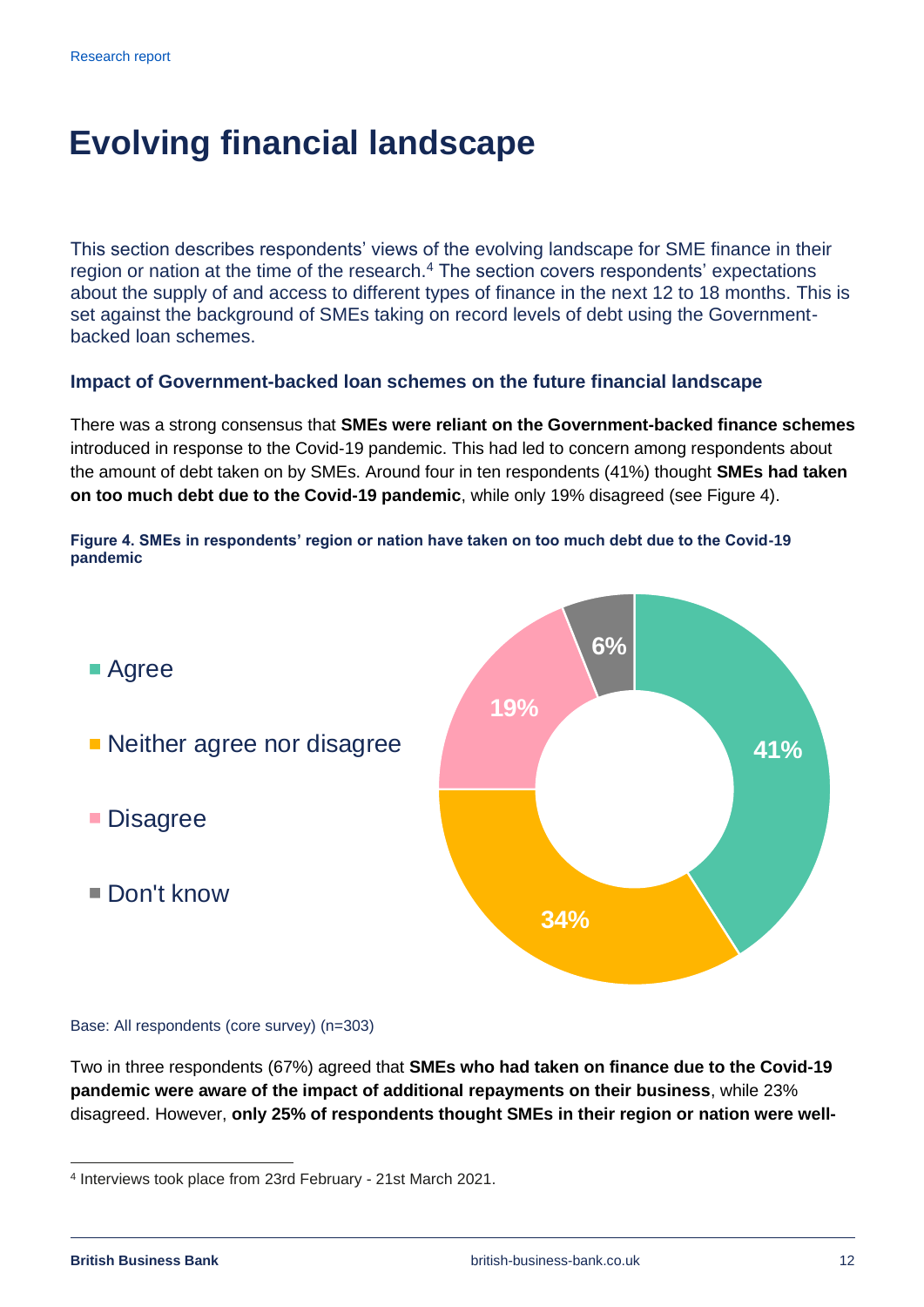# Evolving financial landscape

This section describes respondents' views of the evolving landscape for SME finance in their region or nation at the time of the research.[4] The section covers respondents' expectations about the supply of and access to different types of finance in the next 12 to 18 months. This is set against the background of SMEs taking on record levels of debt using the Government-backed loan schemes.

### Impact of Government-backed loan schemes on the future financial landscape

There was a strong consensus that **SMEs were reliant on the Government-backed finance schemes** introduced in response to the Covid-19 pandemic. This had led to concern among respondents about the amount of debt taken on by SMEs. Around four in ten respondents (41%) thought **SMEs had taken on too much debt due to the Covid-19 pandemic**, while only 19% disagreed (see Figure 4).

**Figure 4. SMEs in respondents' region or nation have taken on too much debt due to the Covid-19 pandemic**

| Response | % |
|---|---|
| Agree | 41% |
| Neither agree nor disagree | 34% |
| Disagree | 19% |
| Don't know | 6% |

Base: All respondents (core survey) (n=303)

Two in three respondents (67%) agreed that **SMEs who had taken on finance due to the Covid-19 pandemic were aware of the impact of additional repayments on their business**, while 23% disagreed. However, **only 25% of respondents thought SMEs in their region or nation were well-**

[4] Interviews took place from 23rd February - 21st March 2021.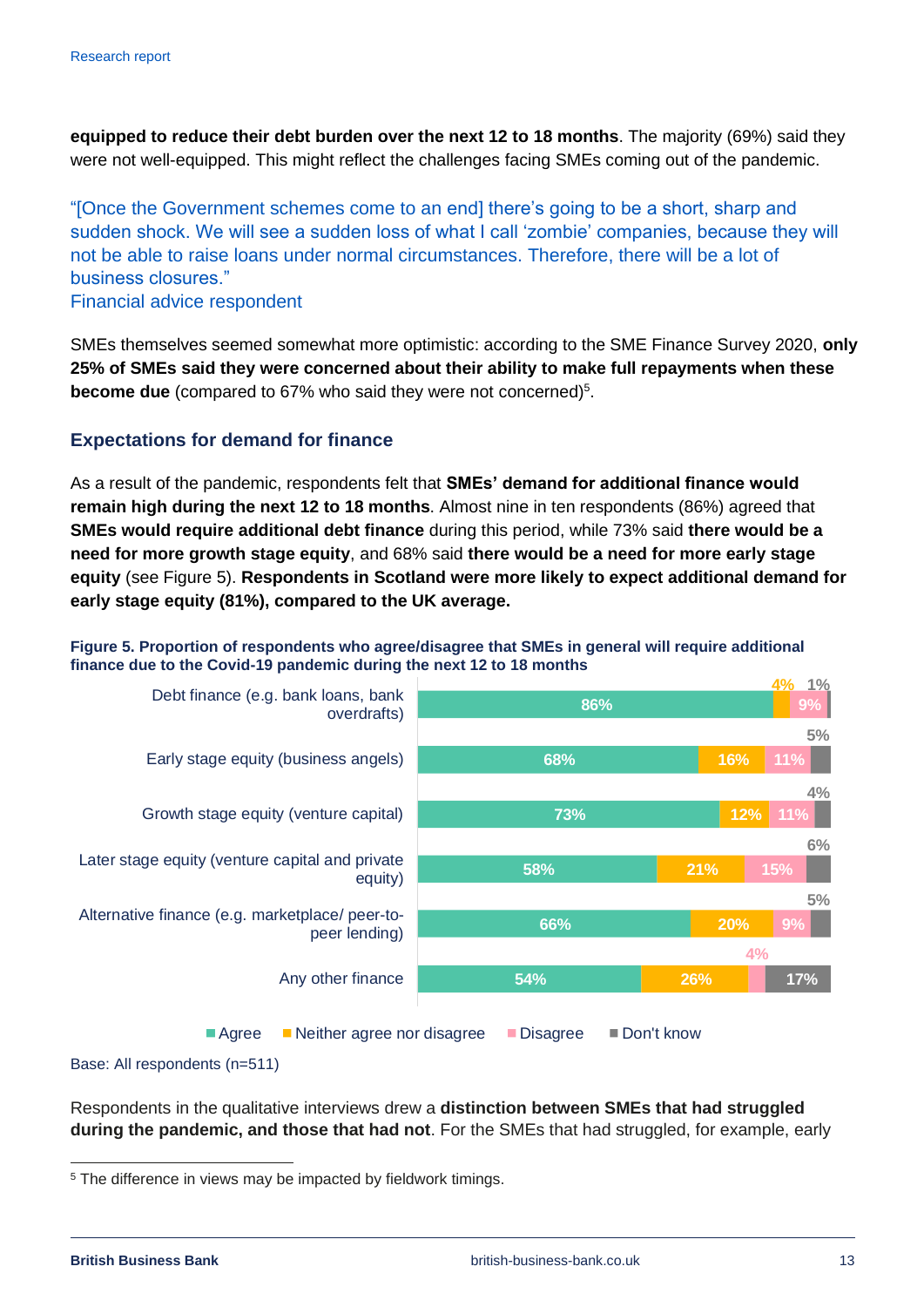**equipped to reduce their debt burden over the next 12 to 18 months**. The majority (69%) said they were not well-equipped. This might reflect the challenges facing SMEs coming out of the pandemic.

"[Once the Government schemes come to an end] there's going to be a short, sharp and sudden shock. We will see a sudden loss of what I call 'zombie' companies, because they will not be able to raise loans under normal circumstances. Therefore, there will be a lot of business closures."
Financial advice respondent

SMEs themselves seemed somewhat more optimistic: according to the SME Finance Survey 2020, **only 25% of SMEs said they were concerned about their ability to make full repayments when these become due** (compared to 67% who said they were not concerned)[5].

## Expectations for demand for finance

As a result of the pandemic, respondents felt that **SMEs' demand for additional finance would remain high during the next 12 to 18 months**. Almost nine in ten respondents (86%) agreed that **SMEs would require additional debt finance** during this period, while 73% said **there would be a need for more growth stage equity**, and 68% said **there would be a need for more early stage equity** (see Figure 5). **Respondents in Scotland were more likely to expect additional demand for early stage equity (81%), compared to the UK average.**

**Figure 5. Proportion of respondents who agree/disagree that SMEs in general will require additional finance due to the Covid-19 pandemic during the next 12 to 18 months**

| | Agree | Neither agree nor disagree | Disagree | Don't know |
|---|---|---|---|---|
| Debt finance (e.g. bank loans, bank overdrafts) | 86% | 4% | 9% | 1% |
| Early stage equity (business angels) | 68% | 16% | 11% | 5% |
| Growth stage equity (venture capital) | 73% | 12% | 11% | 4% |
| Later stage equity (venture capital and private equity) | 58% | 21% | 15% | 6% |
| Alternative finance (e.g. marketplace/ peer-to-peer lending) | 66% | 20% | 9% | 5% |
| Any other finance | 54% | 26% | 4% | 17% |

Base: All respondents (n=511)

Respondents in the qualitative interviews drew a **distinction between SMEs that had struggled during the pandemic, and those that had not**. For the SMEs that had struggled, for example, early

[5] The difference in views may be impacted by fieldwork timings.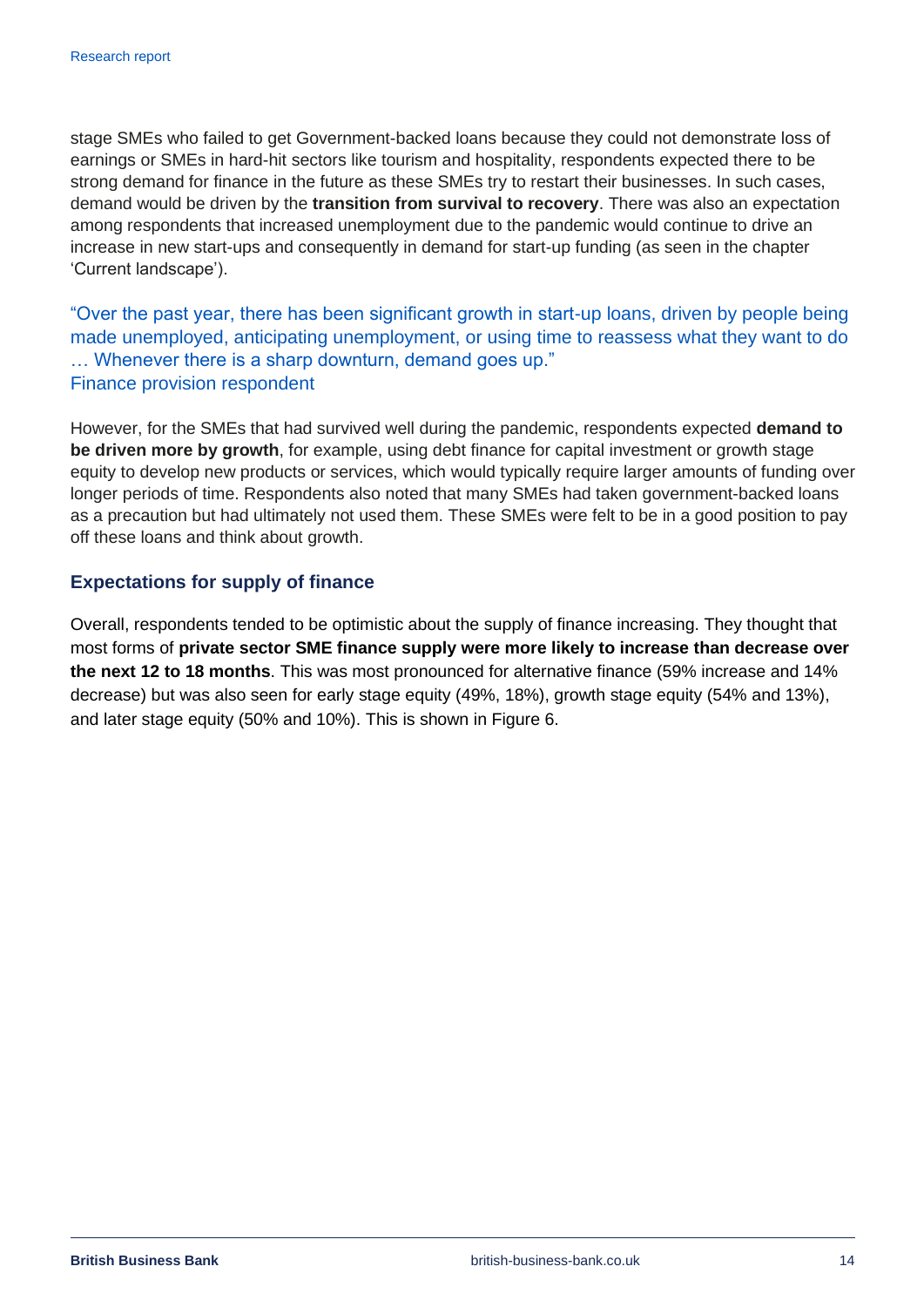stage SMEs who failed to get Government-backed loans because they could not demonstrate loss of earnings or SMEs in hard-hit sectors like tourism and hospitality, respondents expected there to be strong demand for finance in the future as these SMEs try to restart their businesses. In such cases, demand would be driven by the **transition from survival to recovery**. There was also an expectation among respondents that increased unemployment due to the pandemic would continue to drive an increase in new start-ups and consequently in demand for start-up funding (as seen in the chapter 'Current landscape').

> "Over the past year, there has been significant growth in start-up loans, driven by people being made unemployed, anticipating unemployment, or using time to reassess what they want to do … Whenever there is a sharp downturn, demand goes up."
> Finance provision respondent

However, for the SMEs that had survived well during the pandemic, respondents expected **demand to be driven more by growth**, for example, using debt finance for capital investment or growth stage equity to develop new products or services, which would typically require larger amounts of funding over longer periods of time. Respondents also noted that many SMEs had taken government-backed loans as a precaution but had ultimately not used them. These SMEs were felt to be in a good position to pay off these loans and think about growth.

### Expectations for supply of finance

Overall, respondents tended to be optimistic about the supply of finance increasing. They thought that most forms of **private sector SME finance supply were more likely to increase than decrease over the next 12 to 18 months**. This was most pronounced for alternative finance (59% increase and 14% decrease) but was also seen for early stage equity (49%, 18%), growth stage equity (54% and 13%), and later stage equity (50% and 10%). This is shown in Figure 6.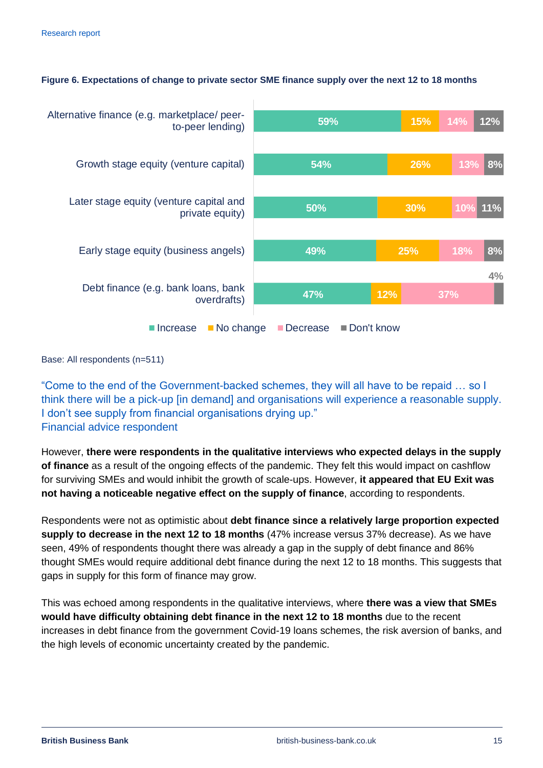**Figure 6. Expectations of change to private sector SME finance supply over the next 12 to 18 months**

| | Increase | No change | Decrease | Don't know |
|---|---|---|---|---|
| Alternative finance (e.g. marketplace/ peer-to-peer lending) | 59% | 15% | 14% | 12% |
| Growth stage equity (venture capital) | 54% | 26% | 13% | 8% |
| Later stage equity (venture capital and private equity) | 50% | 30% | 10% | 11% |
| Early stage equity (business angels) | 49% | 25% | 18% | 8% |
| Debt finance (e.g. bank loans, bank overdrafts) | 47% | 12% | 37% | 4% |

Base: All respondents (n=511)

"Come to the end of the Government-backed schemes, they will all have to be repaid … so I think there will be a pick-up [in demand] and organisations will experience a reasonable supply. I don't see supply from financial organisations drying up."
Financial advice respondent

However, **there were respondents in the qualitative interviews who expected delays in the supply of finance** as a result of the ongoing effects of the pandemic. They felt this would impact on cashflow for surviving SMEs and would inhibit the growth of scale-ups. However, **it appeared that EU Exit was not having a noticeable negative effect on the supply of finance**, according to respondents.

Respondents were not as optimistic about **debt finance since a relatively large proportion expected supply to decrease in the next 12 to 18 months** (47% increase versus 37% decrease). As we have seen, 49% of respondents thought there was already a gap in the supply of debt finance and 86% thought SMEs would require additional debt finance during the next 12 to 18 months. This suggests that gaps in supply for this form of finance may grow.

This was echoed among respondents in the qualitative interviews, where **there was a view that SMEs would have difficulty obtaining debt finance in the next 12 to 18 months** due to the recent increases in debt finance from the government Covid-19 loans schemes, the risk aversion of banks, and the high levels of economic uncertainty created by the pandemic.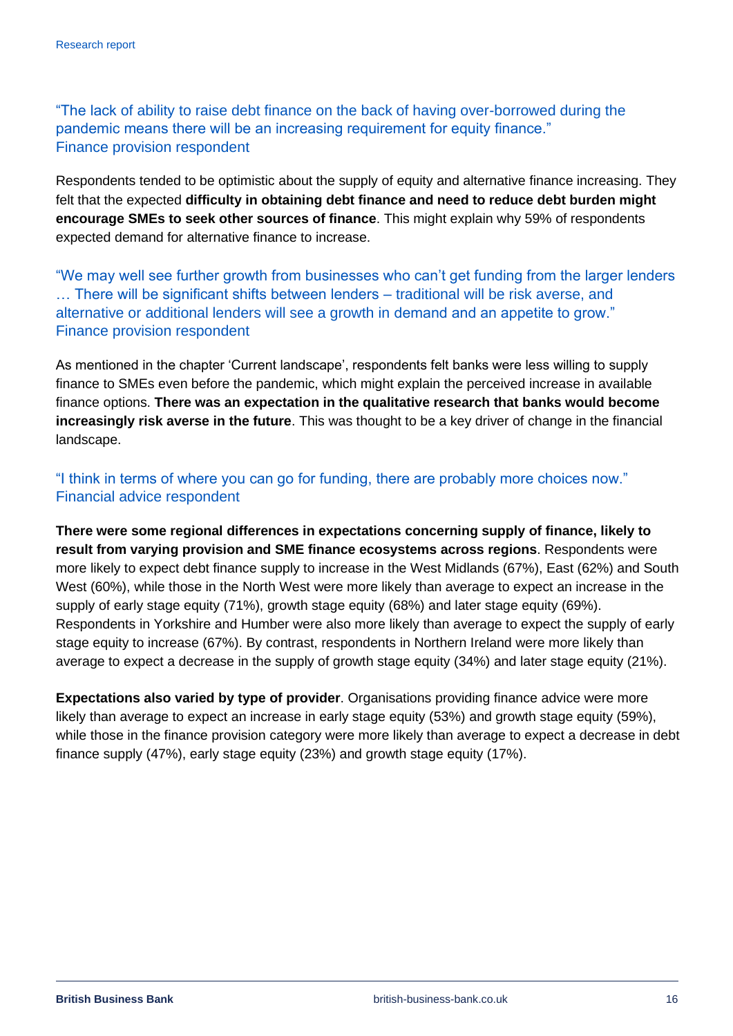"The lack of ability to raise debt finance on the back of having over-borrowed during the pandemic means there will be an increasing requirement for equity finance."
Finance provision respondent

Respondents tended to be optimistic about the supply of equity and alternative finance increasing. They felt that the expected **difficulty in obtaining debt finance and need to reduce debt burden might encourage SMEs to seek other sources of finance**. This might explain why 59% of respondents expected demand for alternative finance to increase.

"We may well see further growth from businesses who can't get funding from the larger lenders … There will be significant shifts between lenders – traditional will be risk averse, and alternative or additional lenders will see a growth in demand and an appetite to grow."
Finance provision respondent

As mentioned in the chapter 'Current landscape', respondents felt banks were less willing to supply finance to SMEs even before the pandemic, which might explain the perceived increase in available finance options. **There was an expectation in the qualitative research that banks would become increasingly risk averse in the future**. This was thought to be a key driver of change in the financial landscape.

"I think in terms of where you can go for funding, there are probably more choices now."
Financial advice respondent

**There were some regional differences in expectations concerning supply of finance, likely to result from varying provision and SME finance ecosystems across regions**. Respondents were more likely to expect debt finance supply to increase in the West Midlands (67%), East (62%) and South West (60%), while those in the North West were more likely than average to expect an increase in the supply of early stage equity (71%), growth stage equity (68%) and later stage equity (69%). Respondents in Yorkshire and Humber were also more likely than average to expect the supply of early stage equity to increase (67%). By contrast, respondents in Northern Ireland were more likely than average to expect a decrease in the supply of growth stage equity (34%) and later stage equity (21%).

**Expectations also varied by type of provider**. Organisations providing finance advice were more likely than average to expect an increase in early stage equity (53%) and growth stage equity (59%), while those in the finance provision category were more likely than average to expect a decrease in debt finance supply (47%), early stage equity (23%) and growth stage equity (17%).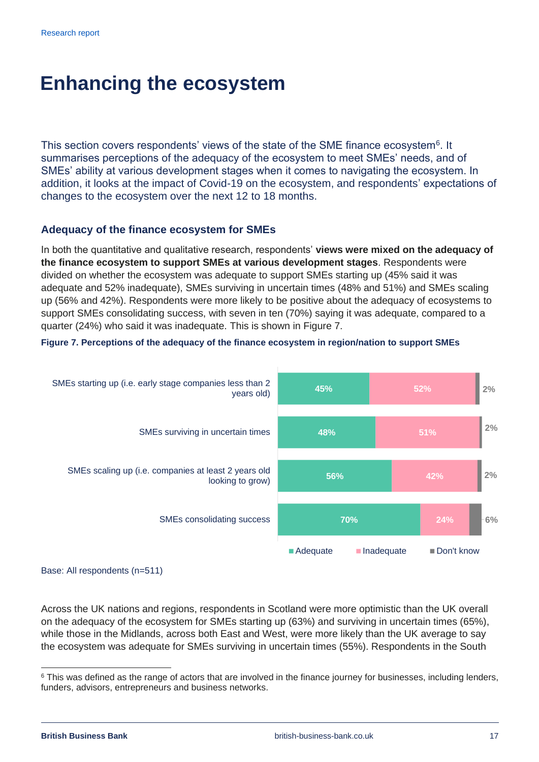Research report

# Enhancing the ecosystem

This section covers respondents' views of the state of the SME finance ecosystem[6]. It summarises perceptions of the adequacy of the ecosystem to meet SMEs' needs, and of SMEs' ability at various development stages when it comes to navigating the ecosystem. In addition, it looks at the impact of Covid-19 on the ecosystem, and respondents' expectations of changes to the ecosystem over the next 12 to 18 months.

## Adequacy of the finance ecosystem for SMEs

In both the quantitative and qualitative research, respondents' **views were mixed on the adequacy of the finance ecosystem to support SMEs at various development stages**. Respondents were divided on whether the ecosystem was adequate to support SMEs starting up (45% said it was adequate and 52% inadequate), SMEs surviving in uncertain times (48% and 51%) and SMEs scaling up (56% and 42%). Respondents were more likely to be positive about the adequacy of ecosystems to support SMEs consolidating success, with seven in ten (70%) saying it was adequate, compared to a quarter (24%) who said it was inadequate. This is shown in Figure 7.

**Figure 7. Perceptions of the adequacy of the finance ecosystem in region/nation to support SMEs**

| | Adequate | Inadequate | Don't know |
|---|---|---|---|
| SMEs starting up (i.e. early stage companies less than 2 years old) | 45% | 52% | 2% |
| SMEs surviving in uncertain times | 48% | 51% | 2% |
| SMEs scaling up (i.e. companies at least 2 years old looking to grow) | 56% | 42% | 2% |
| SMEs consolidating success | 70% | 24% | 6% |

Base: All respondents (n=511)

Across the UK nations and regions, respondents in Scotland were more optimistic than the UK overall on the adequacy of the ecosystem for SMEs starting up (63%) and surviving in uncertain times (65%), while those in the Midlands, across both East and West, were more likely than the UK average to say the ecosystem was adequate for SMEs surviving in uncertain times (55%). Respondents in the South

[6] This was defined as the range of actors that are involved in the finance journey for businesses, including lenders, funders, advisors, entrepreneurs and business networks.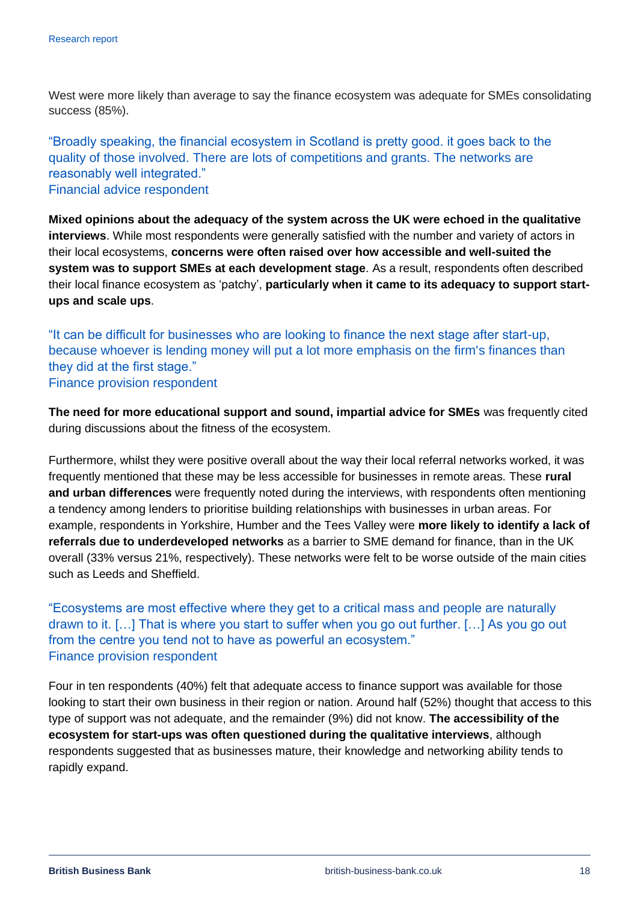West were more likely than average to say the finance ecosystem was adequate for SMEs consolidating success (85%).

"Broadly speaking, the financial ecosystem in Scotland is pretty good. it goes back to the quality of those involved. There are lots of competitions and grants. The networks are reasonably well integrated."
Financial advice respondent

**Mixed opinions about the adequacy of the system across the UK were echoed in the qualitative interviews**. While most respondents were generally satisfied with the number and variety of actors in their local ecosystems, **concerns were often raised over how accessible and well-suited the system was to support SMEs at each development stage**. As a result, respondents often described their local finance ecosystem as 'patchy', **particularly when it came to its adequacy to support start-ups and scale ups**.

"It can be difficult for businesses who are looking to finance the next stage after start-up, because whoever is lending money will put a lot more emphasis on the firm's finances than they did at the first stage."
Finance provision respondent

**The need for more educational support and sound, impartial advice for SMEs** was frequently cited during discussions about the fitness of the ecosystem.

Furthermore, whilst they were positive overall about the way their local referral networks worked, it was frequently mentioned that these may be less accessible for businesses in remote areas. These **rural and urban differences** were frequently noted during the interviews, with respondents often mentioning a tendency among lenders to prioritise building relationships with businesses in urban areas. For example, respondents in Yorkshire, Humber and the Tees Valley were **more likely to identify a lack of referrals due to underdeveloped networks** as a barrier to SME demand for finance, than in the UK overall (33% versus 21%, respectively). These networks were felt to be worse outside of the main cities such as Leeds and Sheffield.

"Ecosystems are most effective where they get to a critical mass and people are naturally drawn to it. […] That is where you start to suffer when you go out further. […] As you go out from the centre you tend not to have as powerful an ecosystem."
Finance provision respondent

Four in ten respondents (40%) felt that adequate access to finance support was available for those looking to start their own business in their region or nation. Around half (52%) thought that access to this type of support was not adequate, and the remainder (9%) did not know. **The accessibility of the ecosystem for start-ups was often questioned during the qualitative interviews**, although respondents suggested that as businesses mature, their knowledge and networking ability tends to rapidly expand.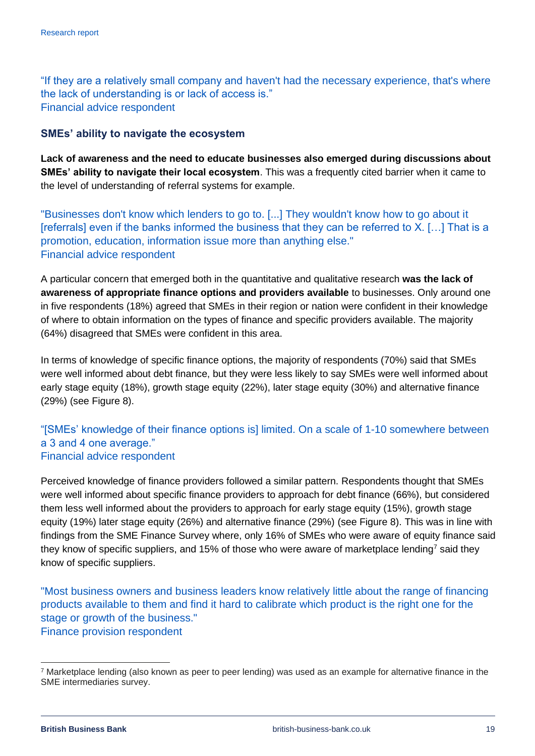"If they are a relatively small company and haven't had the necessary experience, that's where the lack of understanding is or lack of access is."
Financial advice respondent

### SMEs' ability to navigate the ecosystem

**Lack of awareness and the need to educate businesses also emerged during discussions about SMEs' ability to navigate their local ecosystem**. This was a frequently cited barrier when it came to the level of understanding of referral systems for example.

"Businesses don't know which lenders to go to. [...] They wouldn't know how to go about it [referrals] even if the banks informed the business that they can be referred to X. […] That is a promotion, education, information issue more than anything else."
Financial advice respondent

A particular concern that emerged both in the quantitative and qualitative research **was the lack of awareness of appropriate finance options and providers available** to businesses. Only around one in five respondents (18%) agreed that SMEs in their region or nation were confident in their knowledge of where to obtain information on the types of finance and specific providers available. The majority (64%) disagreed that SMEs were confident in this area.

In terms of knowledge of specific finance options, the majority of respondents (70%) said that SMEs were well informed about debt finance, but they were less likely to say SMEs were well informed about early stage equity (18%), growth stage equity (22%), later stage equity (30%) and alternative finance (29%) (see Figure 8).

"[SMEs' knowledge of their finance options is] limited. On a scale of 1-10 somewhere between a 3 and 4 one average."
Financial advice respondent

Perceived knowledge of finance providers followed a similar pattern. Respondents thought that SMEs were well informed about specific finance providers to approach for debt finance (66%), but considered them less well informed about the providers to approach for early stage equity (15%), growth stage equity (19%) later stage equity (26%) and alternative finance (29%) (see Figure 8). This was in line with findings from the SME Finance Survey where, only 16% of SMEs who were aware of equity finance said they know of specific suppliers, and 15% of those who were aware of marketplace lending[7] said they know of specific suppliers.

"Most business owners and business leaders know relatively little about the range of financing products available to them and find it hard to calibrate which product is the right one for the stage or growth of the business."
Finance provision respondent

[7] Marketplace lending (also known as peer to peer lending) was used as an example for alternative finance in the SME intermediaries survey.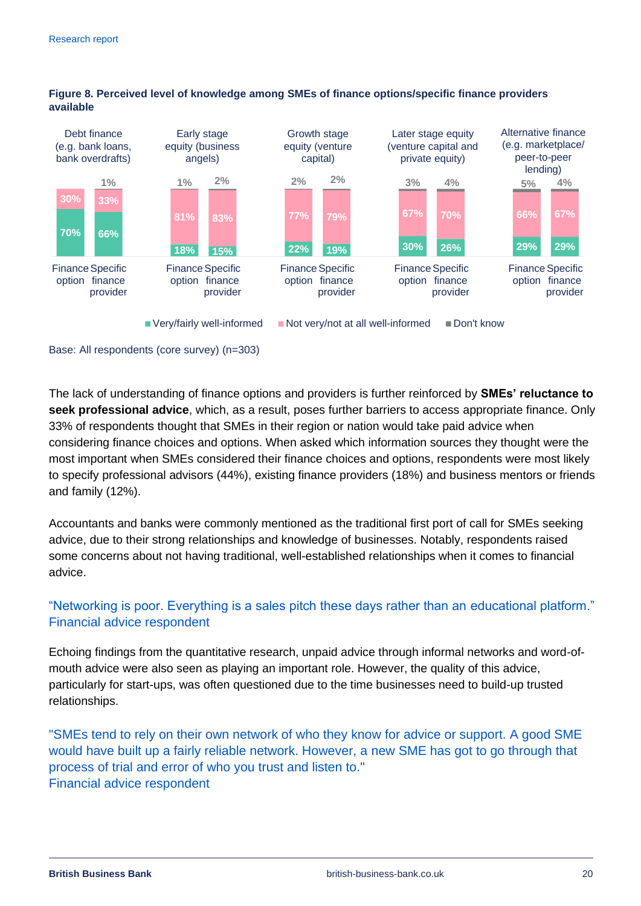**Figure 8. Perceived level of knowledge among SMEs of finance options/specific finance providers available**

| Category | | Very/fairly well-informed | Not very/not at all well-informed | Don't know |
|---|---|---|---|---|
| Debt finance (e.g. bank loans, bank overdrafts) | Finance option | 70% | 30% | |
| | Specific finance provider | 66% | 33% | 1% |
| Early stage equity (business angels) | Finance option | 18% | 81% | 1% |
| | Specific finance provider | 15% | 83% | 2% |
| Growth stage equity (venture capital) | Finance option | 22% | 77% | 2% |
| | Specific finance provider | 19% | 79% | 2% |
| Later stage equity (venture capital and private equity) | Finance option | 30% | 67% | 3% |
| | Specific finance provider | 26% | 70% | 4% |
| Alternative finance (e.g. marketplace/ peer-to-peer lending) | Finance option | 29% | 66% | 5% |
| | Specific finance provider | 29% | 67% | 4% |

Base: All respondents (core survey) (n=303)

The lack of understanding of finance options and providers is further reinforced by **SMEs' reluctance to seek professional advice**, which, as a result, poses further barriers to access appropriate finance. Only 33% of respondents thought that SMEs in their region or nation would take paid advice when considering finance choices and options. When asked which information sources they thought were the most important when SMEs considered their finance choices and options, respondents were most likely to specify professional advisors (44%), existing finance providers (18%) and business mentors or friends and family (12%).

Accountants and banks were commonly mentioned as the traditional first port of call for SMEs seeking advice, due to their strong relationships and knowledge of businesses. Notably, respondents raised some concerns about not having traditional, well-established relationships when it comes to financial advice.

"Networking is poor. Everything is a sales pitch these days rather than an educational platform."
Financial advice respondent

Echoing findings from the quantitative research, unpaid advice through informal networks and word-of-mouth advice were also seen as playing an important role. However, the quality of this advice, particularly for start-ups, was often questioned due to the time businesses need to build-up trusted relationships.

"SMEs tend to rely on their own network of who they know for advice or support. A good SME would have built up a fairly reliable network. However, a new SME has got to go through that process of trial and error of who you trust and listen to."
Financial advice respondent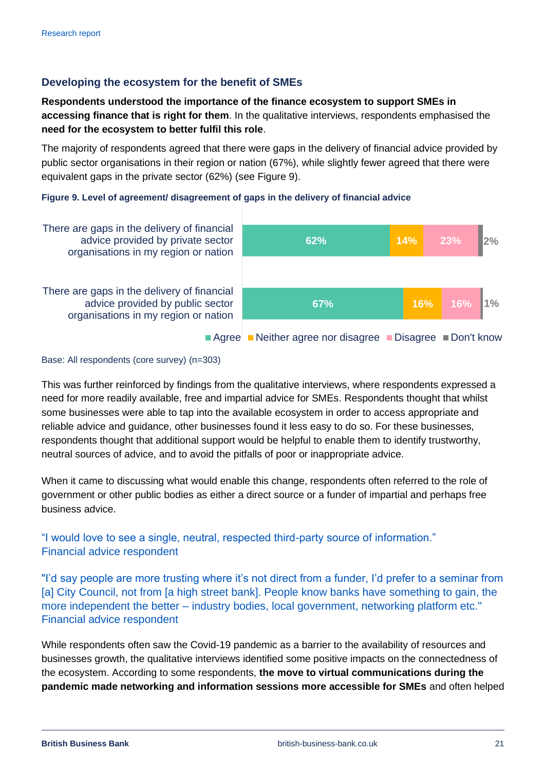## Developing the ecosystem for the benefit of SMEs

**Respondents understood the importance of the finance ecosystem to support SMEs in accessing finance that is right for them**. In the qualitative interviews, respondents emphasised the **need for the ecosystem to better fulfil this role**.

The majority of respondents agreed that there were gaps in the delivery of financial advice provided by public sector organisations in their region or nation (67%), while slightly fewer agreed that there were equivalent gaps in the private sector (62%) (see Figure 9).

**Figure 9. Level of agreement/ disagreement of gaps in the delivery of financial advice**

| Statement | Agree | Neither agree nor disagree | Disagree | Don't know |
|---|---|---|---|---|
| There are gaps in the delivery of financial advice provided by private sector organisations in my region or nation | 62% | 14% | 23% | 2% |
| There are gaps in the delivery of financial advice provided by public sector organisations in my region or nation | 67% | 16% | 16% | 1% |

Base: All respondents (core survey) (n=303)

This was further reinforced by findings from the qualitative interviews, where respondents expressed a need for more readily available, free and impartial advice for SMEs. Respondents thought that whilst some businesses were able to tap into the available ecosystem in order to access appropriate and reliable advice and guidance, other businesses found it less easy to do so. For these businesses, respondents thought that additional support would be helpful to enable them to identify trustworthy, neutral sources of advice, and to avoid the pitfalls of poor or inappropriate advice.

When it came to discussing what would enable this change, respondents often referred to the role of government or other public bodies as either a direct source or a funder of impartial and perhaps free business advice.

"I would love to see a single, neutral, respected third-party source of information."
Financial advice respondent

"I'd say people are more trusting where it's not direct from a funder, I'd prefer to a seminar from [a] City Council, not from [a high street bank]. People know banks have something to gain, the more independent the better – industry bodies, local government, networking platform etc."
Financial advice respondent

While respondents often saw the Covid-19 pandemic as a barrier to the availability of resources and businesses growth, the qualitative interviews identified some positive impacts on the connectedness of the ecosystem. According to some respondents, **the move to virtual communications during the pandemic made networking and information sessions more accessible for SMEs** and often helped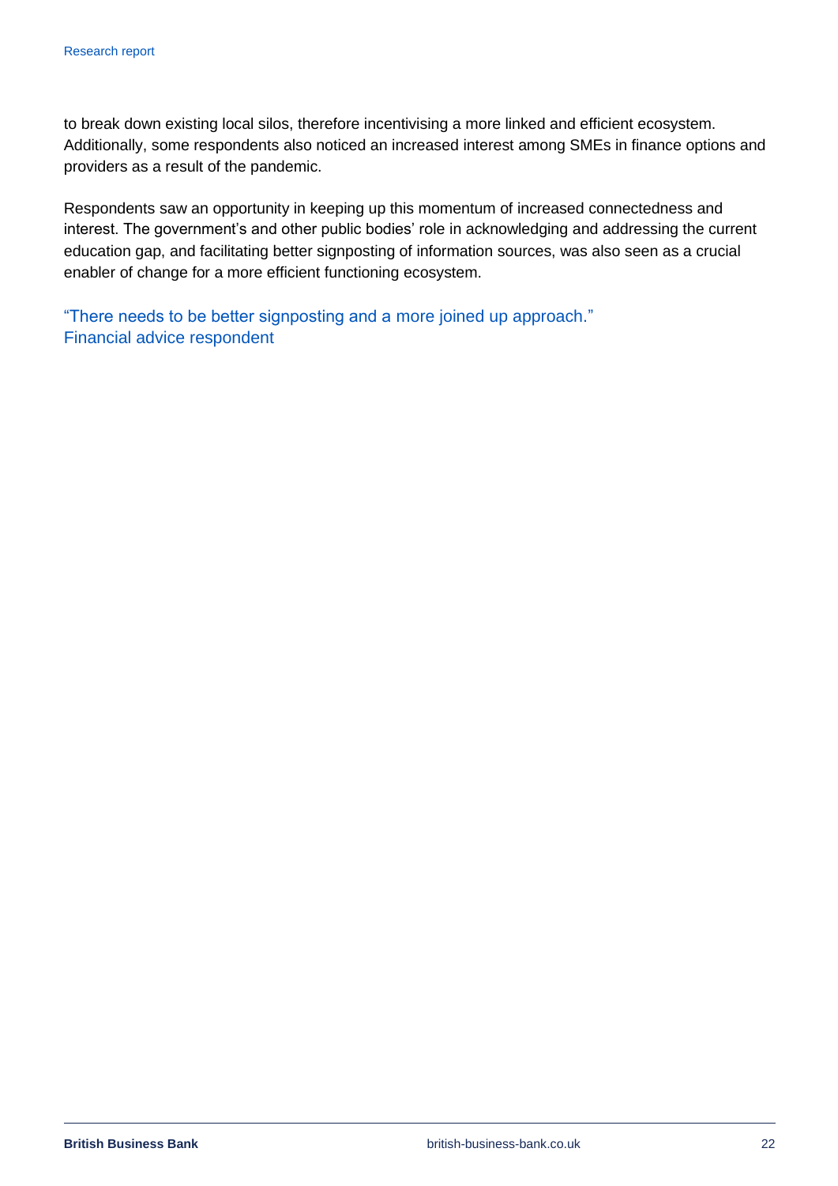to break down existing local silos, therefore incentivising a more linked and efficient ecosystem. Additionally, some respondents also noticed an increased interest among SMEs in finance options and providers as a result of the pandemic.

Respondents saw an opportunity in keeping up this momentum of increased connectedness and interest. The government's and other public bodies' role in acknowledging and addressing the current education gap, and facilitating better signposting of information sources, was also seen as a crucial enabler of change for a more efficient functioning ecosystem.

"There needs to be better signposting and a more joined up approach."
Financial advice respondent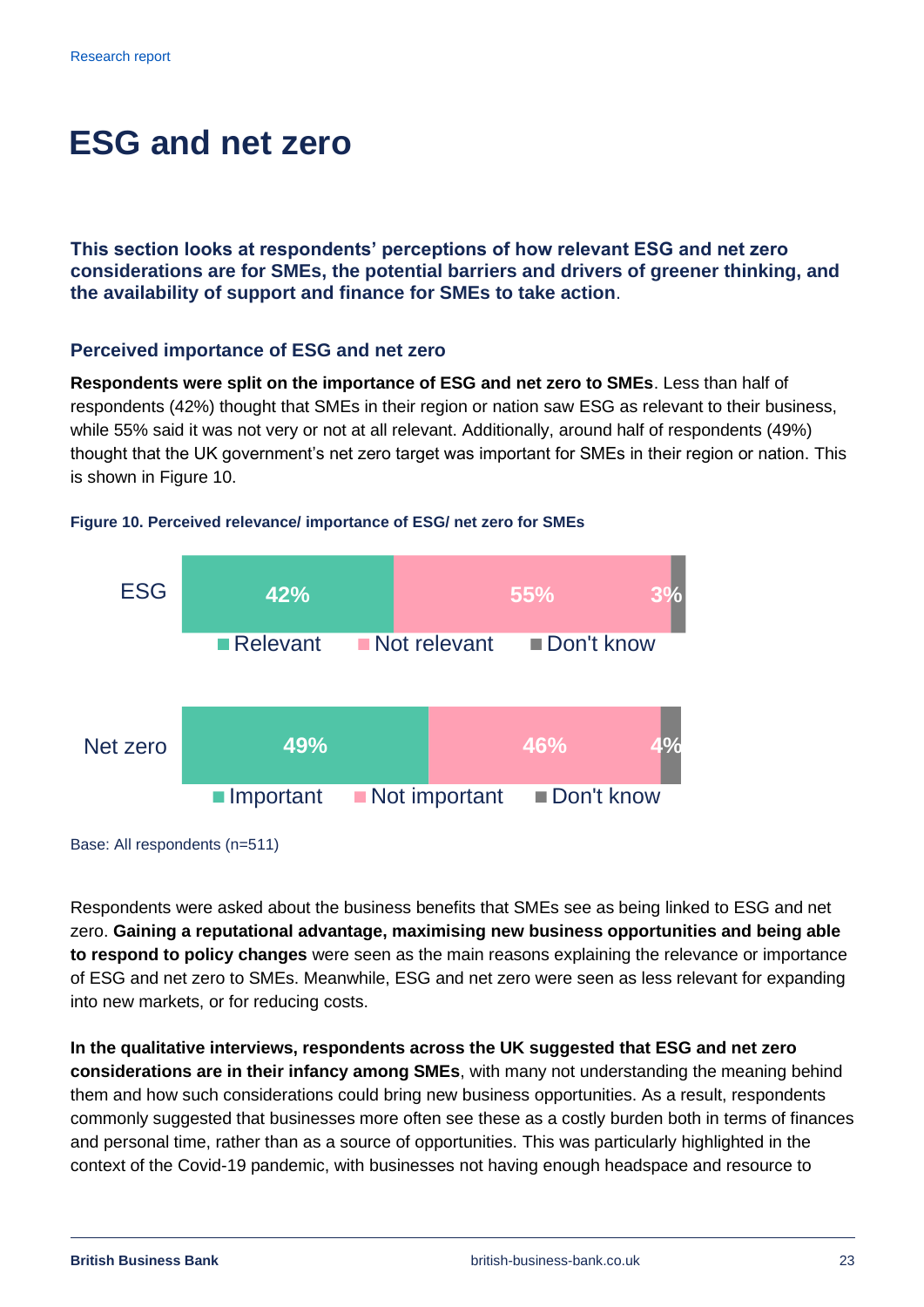# ESG and net zero

**This section looks at respondents' perceptions of how relevant ESG and net zero considerations are for SMEs, the potential barriers and drivers of greener thinking, and the availability of support and finance for SMEs to take action**.

## Perceived importance of ESG and net zero

**Respondents were split on the importance of ESG and net zero to SMEs**. Less than half of respondents (42%) thought that SMEs in their region or nation saw ESG as relevant to their business, while 55% said it was not very or not at all relevant. Additionally, around half of respondents (49%) thought that the UK government's net zero target was important for SMEs in their region or nation. This is shown in Figure 10.

**Figure 10. Perceived relevance/ importance of ESG/ net zero for SMEs**

| | Relevant / Important | Not relevant / Not important | Don't know |
|---|---|---|---|
| ESG | 42% | 55% | 3% |
| Net zero | 49% | 46% | 4% |

Base: All respondents (n=511)

Respondents were asked about the business benefits that SMEs see as being linked to ESG and net zero. **Gaining a reputational advantage, maximising new business opportunities and being able to respond to policy changes** were seen as the main reasons explaining the relevance or importance of ESG and net zero to SMEs. Meanwhile, ESG and net zero were seen as less relevant for expanding into new markets, or for reducing costs.

**In the qualitative interviews, respondents across the UK suggested that ESG and net zero considerations are in their infancy among SMEs**, with many not understanding the meaning behind them and how such considerations could bring new business opportunities. As a result, respondents commonly suggested that businesses more often see these as a costly burden both in terms of finances and personal time, rather than as a source of opportunities. This was particularly highlighted in the context of the Covid-19 pandemic, with businesses not having enough headspace and resource to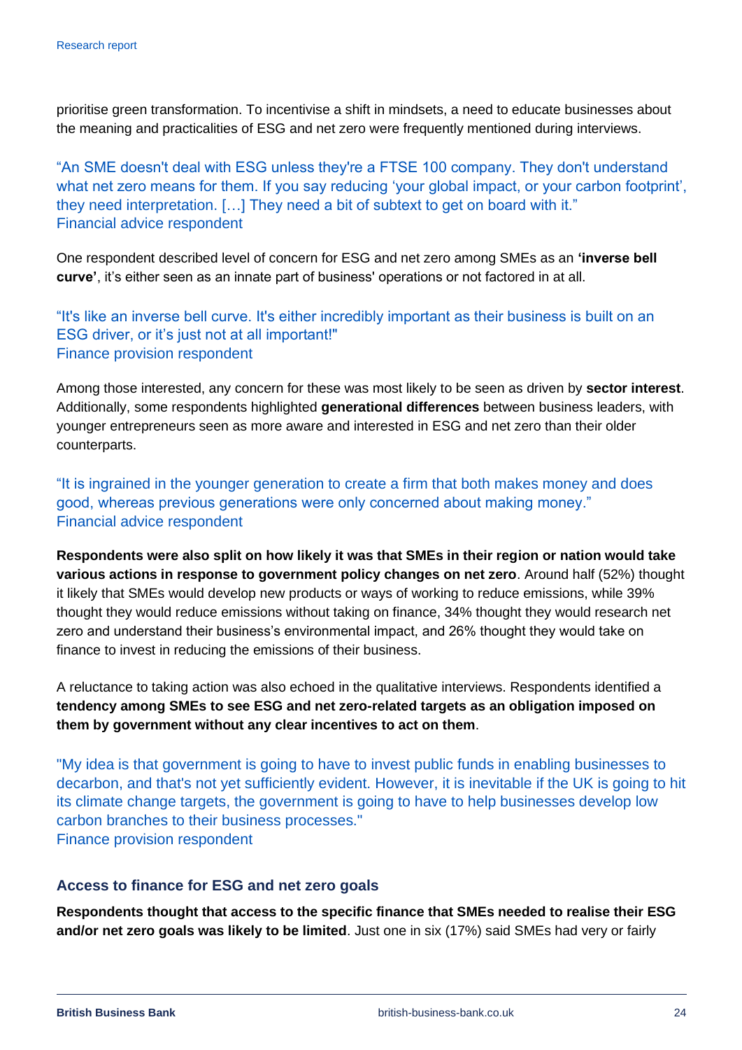prioritise green transformation. To incentivise a shift in mindsets, a need to educate businesses about the meaning and practicalities of ESG and net zero were frequently mentioned during interviews.

"An SME doesn't deal with ESG unless they're a FTSE 100 company. They don't understand what net zero means for them. If you say reducing 'your global impact, or your carbon footprint', they need interpretation. […] They need a bit of subtext to get on board with it."
Financial advice respondent

One respondent described level of concern for ESG and net zero among SMEs as an **'inverse bell curve'**, it's either seen as an innate part of business' operations or not factored in at all.

"It's like an inverse bell curve. It's either incredibly important as their business is built on an ESG driver, or it's just not at all important!"
Finance provision respondent

Among those interested, any concern for these was most likely to be seen as driven by **sector interest**. Additionally, some respondents highlighted **generational differences** between business leaders, with younger entrepreneurs seen as more aware and interested in ESG and net zero than their older counterparts.

"It is ingrained in the younger generation to create a firm that both makes money and does good, whereas previous generations were only concerned about making money."
Financial advice respondent

**Respondents were also split on how likely it was that SMEs in their region or nation would take various actions in response to government policy changes on net zero**. Around half (52%) thought it likely that SMEs would develop new products or ways of working to reduce emissions, while 39% thought they would reduce emissions without taking on finance, 34% thought they would research net zero and understand their business's environmental impact, and 26% thought they would take on finance to invest in reducing the emissions of their business.

A reluctance to taking action was also echoed in the qualitative interviews. Respondents identified a **tendency among SMEs to see ESG and net zero-related targets as an obligation imposed on them by government without any clear incentives to act on them**.

"My idea is that government is going to have to invest public funds in enabling businesses to decarbon, and that's not yet sufficiently evident. However, it is inevitable if the UK is going to hit its climate change targets, the government is going to have to help businesses develop low carbon branches to their business processes."
Finance provision respondent

### Access to finance for ESG and net zero goals

**Respondents thought that access to the specific finance that SMEs needed to realise their ESG and/or net zero goals was likely to be limited**. Just one in six (17%) said SMEs had very or fairly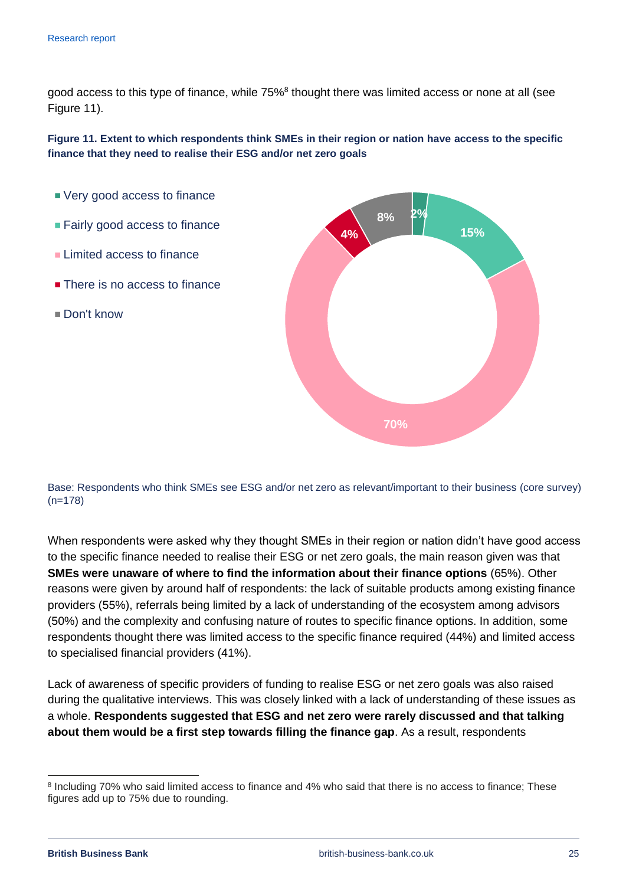good access to this type of finance, while 75%[8] thought there was limited access or none at all (see Figure 11).

**Figure 11. Extent to which respondents think SMEs in their region or nation have access to the specific finance that they need to realise their ESG and/or net zero goals**

| Response | % |
|---|---|
| Very good access to finance | 2% |
| Fairly good access to finance | 15% |
| Limited access to finance | 70% |
| There is no access to finance | 4% |
| Don't know | 8% |

Base: Respondents who think SMEs see ESG and/or net zero as relevant/important to their business (core survey) (n=178)

When respondents were asked why they thought SMEs in their region or nation didn't have good access to the specific finance needed to realise their ESG or net zero goals, the main reason given was that **SMEs were unaware of where to find the information about their finance options** (65%). Other reasons were given by around half of respondents: the lack of suitable products among existing finance providers (55%), referrals being limited by a lack of understanding of the ecosystem among advisors (50%) and the complexity and confusing nature of routes to specific finance options. In addition, some respondents thought there was limited access to the specific finance required (44%) and limited access to specialised financial providers (41%).

Lack of awareness of specific providers of funding to realise ESG or net zero goals was also raised during the qualitative interviews. This was closely linked with a lack of understanding of these issues as a whole. **Respondents suggested that ESG and net zero were rarely discussed and that talking about them would be a first step towards filling the finance gap**. As a result, respondents

[8] Including 70% who said limited access to finance and 4% who said that there is no access to finance; These figures add up to 75% due to rounding.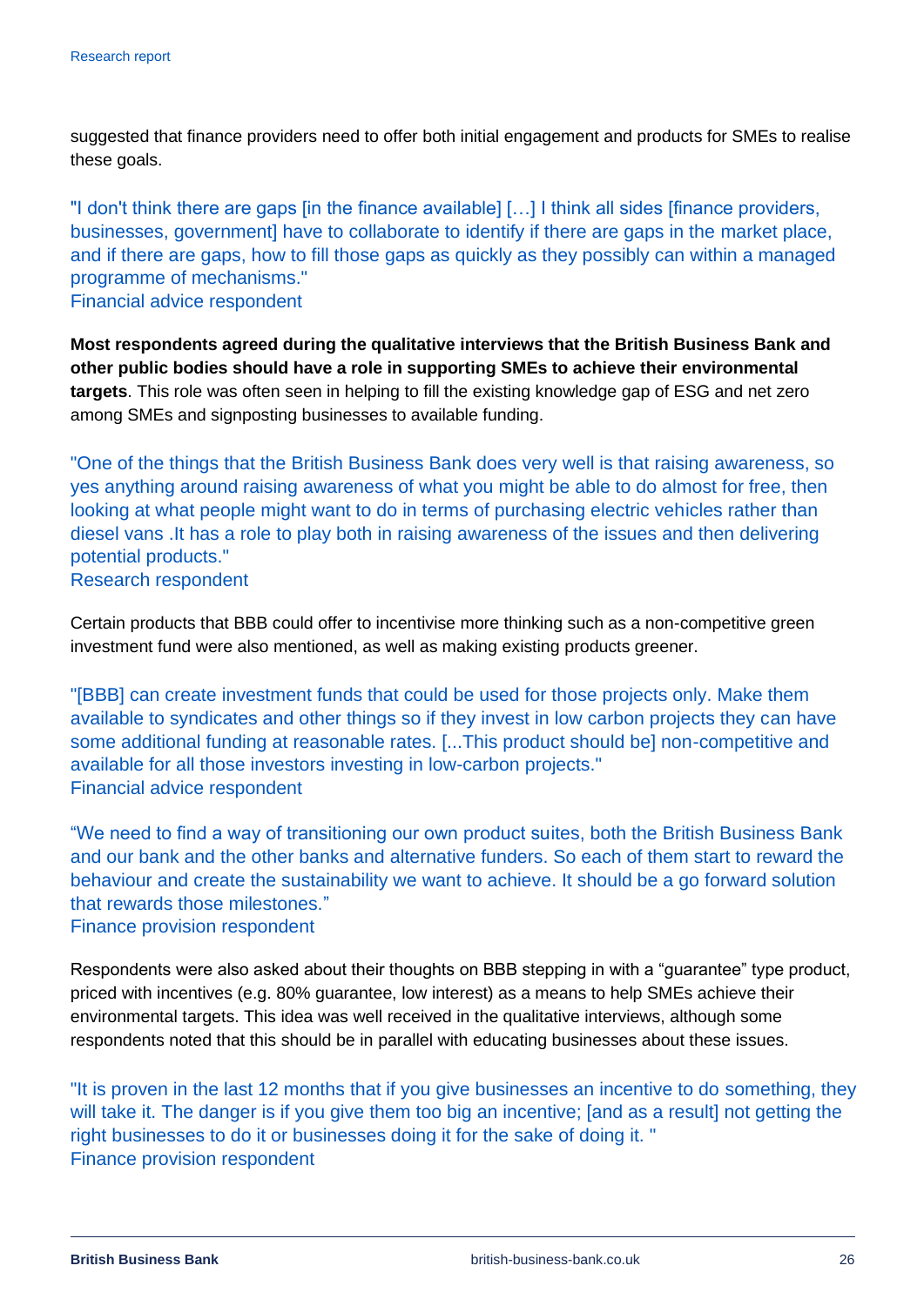suggested that finance providers need to offer both initial engagement and products for SMEs to realise these goals.

"I don't think there are gaps [in the finance available] […] I think all sides [finance providers, businesses, government] have to collaborate to identify if there are gaps in the market place, and if there are gaps, how to fill those gaps as quickly as they possibly can within a managed programme of mechanisms."
Financial advice respondent

**Most respondents agreed during the qualitative interviews that the British Business Bank and other public bodies should have a role in supporting SMEs to achieve their environmental targets**. This role was often seen in helping to fill the existing knowledge gap of ESG and net zero among SMEs and signposting businesses to available funding.

"One of the things that the British Business Bank does very well is that raising awareness, so yes anything around raising awareness of what you might be able to do almost for free, then looking at what people might want to do in terms of purchasing electric vehicles rather than diesel vans .It has a role to play both in raising awareness of the issues and then delivering potential products."
Research respondent

Certain products that BBB could offer to incentivise more thinking such as a non-competitive green investment fund were also mentioned, as well as making existing products greener.

"[BBB] can create investment funds that could be used for those projects only. Make them available to syndicates and other things so if they invest in low carbon projects they can have some additional funding at reasonable rates. [...This product should be] non-competitive and available for all those investors investing in low-carbon projects."
Financial advice respondent

"We need to find a way of transitioning our own product suites, both the British Business Bank and our bank and the other banks and alternative funders. So each of them start to reward the behaviour and create the sustainability we want to achieve. It should be a go forward solution that rewards those milestones."
Finance provision respondent

Respondents were also asked about their thoughts on BBB stepping in with a "guarantee" type product, priced with incentives (e.g. 80% guarantee, low interest) as a means to help SMEs achieve their environmental targets. This idea was well received in the qualitative interviews, although some respondents noted that this should be in parallel with educating businesses about these issues.

"It is proven in the last 12 months that if you give businesses an incentive to do something, they will take it. The danger is if you give them too big an incentive; [and as a result] not getting the right businesses to do it or businesses doing it for the sake of doing it. "
Finance provision respondent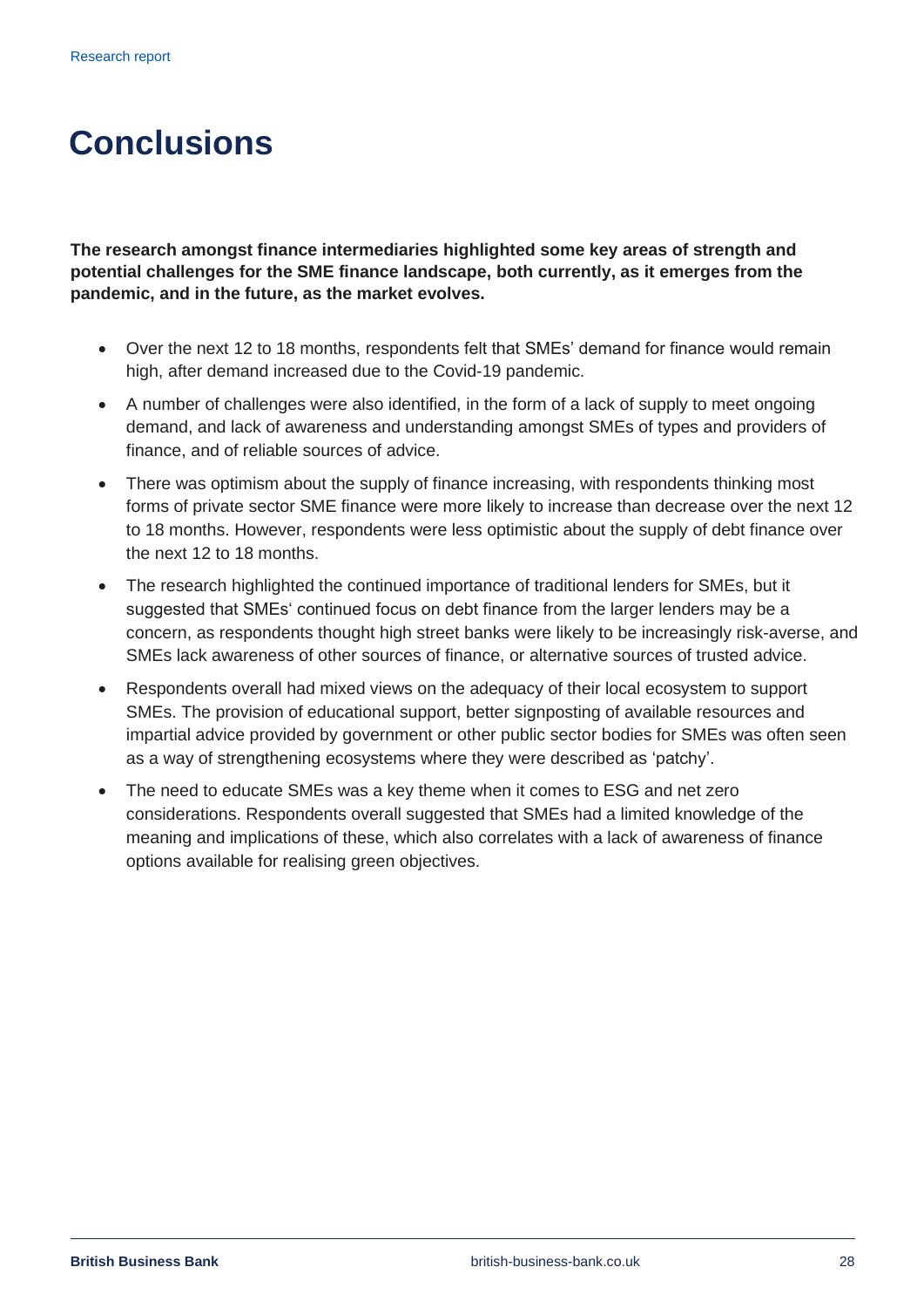# Conclusions

**The research amongst finance intermediaries highlighted some key areas of strength and potential challenges for the SME finance landscape, both currently, as it emerges from the pandemic, and in the future, as the market evolves.**

- Over the next 12 to 18 months, respondents felt that SMEs' demand for finance would remain high, after demand increased due to the Covid-19 pandemic.
- A number of challenges were also identified, in the form of a lack of supply to meet ongoing demand, and lack of awareness and understanding amongst SMEs of types and providers of finance, and of reliable sources of advice.
- There was optimism about the supply of finance increasing, with respondents thinking most forms of private sector SME finance were more likely to increase than decrease over the next 12 to 18 months. However, respondents were less optimistic about the supply of debt finance over the next 12 to 18 months.
- The research highlighted the continued importance of traditional lenders for SMEs, but it suggested that SMEs' continued focus on debt finance from the larger lenders may be a concern, as respondents thought high street banks were likely to be increasingly risk-averse, and SMEs lack awareness of other sources of finance, or alternative sources of trusted advice.
- Respondents overall had mixed views on the adequacy of their local ecosystem to support SMEs. The provision of educational support, better signposting of available resources and impartial advice provided by government or other public sector bodies for SMEs was often seen as a way of strengthening ecosystems where they were described as 'patchy'.
- The need to educate SMEs was a key theme when it comes to ESG and net zero considerations. Respondents overall suggested that SMEs had a limited knowledge of the meaning and implications of these, which also correlates with a lack of awareness of finance options available for realising green objectives.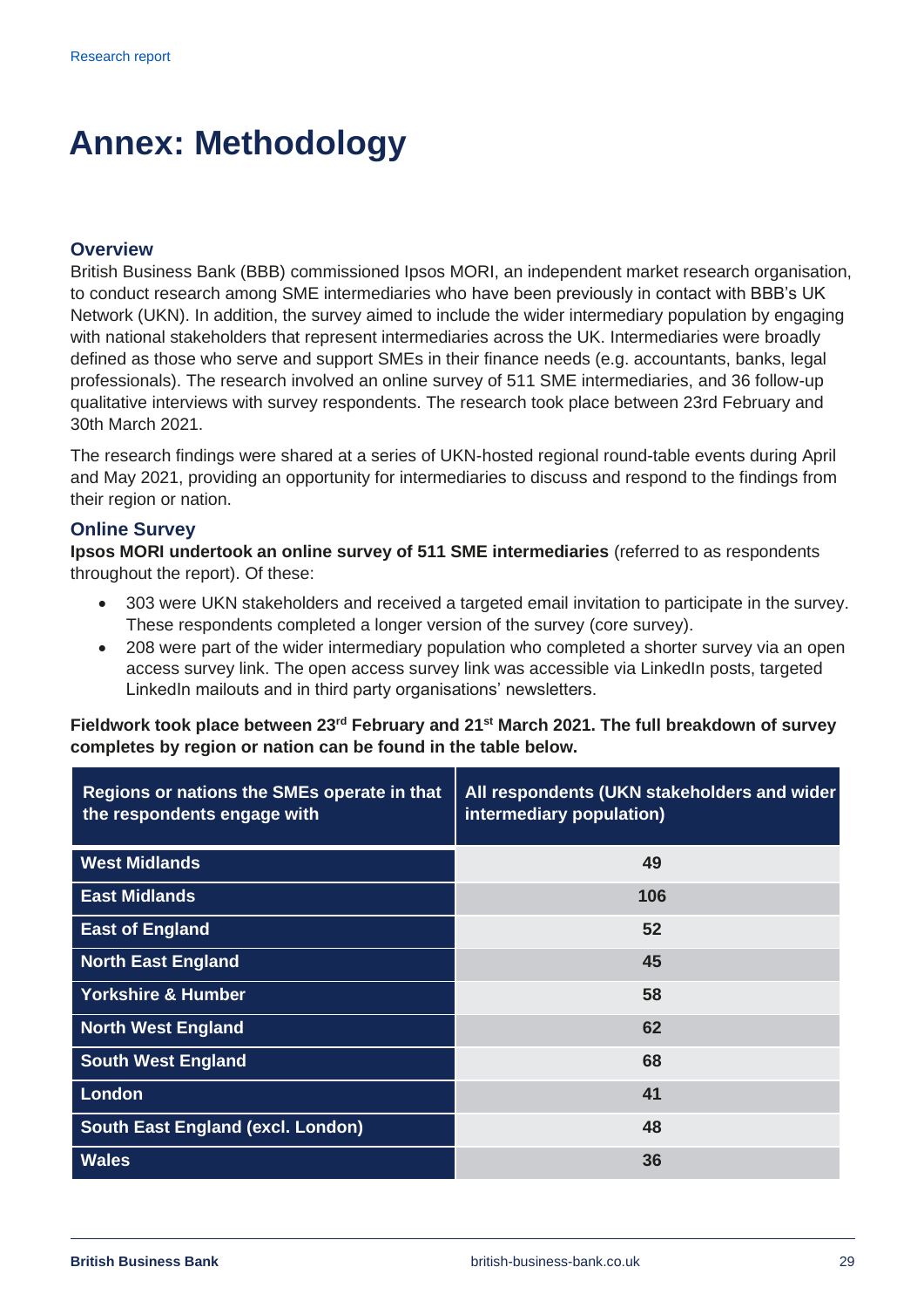# Annex: Methodology

### Overview

British Business Bank (BBB) commissioned Ipsos MORI, an independent market research organisation, to conduct research among SME intermediaries who have been previously in contact with BBB's UK Network (UKN). In addition, the survey aimed to include the wider intermediary population by engaging with national stakeholders that represent intermediaries across the UK. Intermediaries were broadly defined as those who serve and support SMEs in their finance needs (e.g. accountants, banks, legal professionals). The research involved an online survey of 511 SME intermediaries, and 36 follow-up qualitative interviews with survey respondents. The research took place between 23rd February and 30th March 2021.

The research findings were shared at a series of UKN-hosted regional round-table events during April and May 2021, providing an opportunity for intermediaries to discuss and respond to the findings from their region or nation.

### Online Survey

**Ipsos MORI undertook an online survey of 511 SME intermediaries** (referred to as respondents throughout the report). Of these:

- 303 were UKN stakeholders and received a targeted email invitation to participate in the survey. These respondents completed a longer version of the survey (core survey).
- 208 were part of the wider intermediary population who completed a shorter survey via an open access survey link. The open access survey link was accessible via LinkedIn posts, targeted LinkedIn mailouts and in third party organisations' newsletters.

**Fieldwork took place between 23rd February and 21st March 2021. The full breakdown of survey completes by region or nation can be found in the table below.**

| Regions or nations the SMEs operate in that the respondents engage with | All respondents (UKN stakeholders and wider intermediary population) |
|---|---|
| West Midlands | 49 |
| East Midlands | 106 |
| East of England | 52 |
| North East England | 45 |
| Yorkshire & Humber | 58 |
| North West England | 62 |
| South West England | 68 |
| London | 41 |
| South East England (excl. London) | 48 |
| Wales | 36 |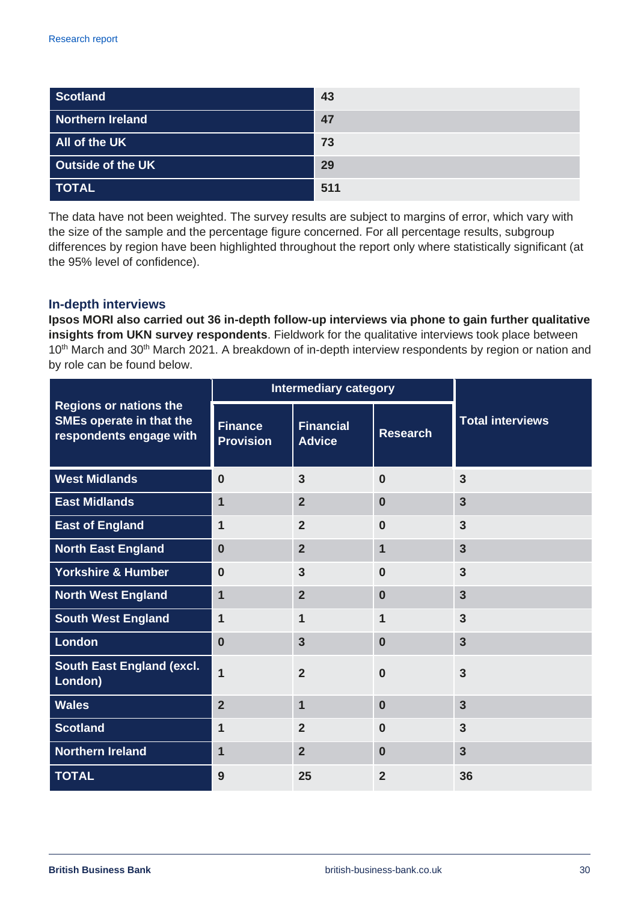| Scotland | 43 |
|---|---|
| Northern Ireland | 47 |
| All of the UK | 73 |
| Outside of the UK | 29 |
| TOTAL | 511 |

The data have not been weighted. The survey results are subject to margins of error, which vary with the size of the sample and the percentage figure concerned. For all percentage results, subgroup differences by region have been highlighted throughout the report only where statistically significant (at the 95% level of confidence).

### In-depth interviews

**Ipsos MORI also carried out 36 in-depth follow-up interviews via phone to gain further qualitative insights from UKN survey respondents**. Fieldwork for the qualitative interviews took place between 10th March and 30th March 2021. A breakdown of in-depth interview respondents by region or nation and by role can be found below.

| Regions or nations the SMEs operate in that the respondents engage with | Intermediary category | | | Total interviews |
|---|---|---|---|---|
| | Finance Provision | Financial Advice | Research | |
| West Midlands | 0 | 3 | 0 | 3 |
| East Midlands | 1 | 2 | 0 | 3 |
| East of England | 1 | 2 | 0 | 3 |
| North East England | 0 | 2 | 1 | 3 |
| Yorkshire & Humber | 0 | 3 | 0 | 3 |
| North West England | 1 | 2 | 0 | 3 |
| South West England | 1 | 1 | 1 | 3 |
| London | 0 | 3 | 0 | 3 |
| South East England (excl. London) | 1 | 2 | 0 | 3 |
| Wales | 2 | 1 | 0 | 3 |
| Scotland | 1 | 2 | 0 | 3 |
| Northern Ireland | 1 | 2 | 0 | 3 |
| TOTAL | 9 | 25 | 2 | 36 |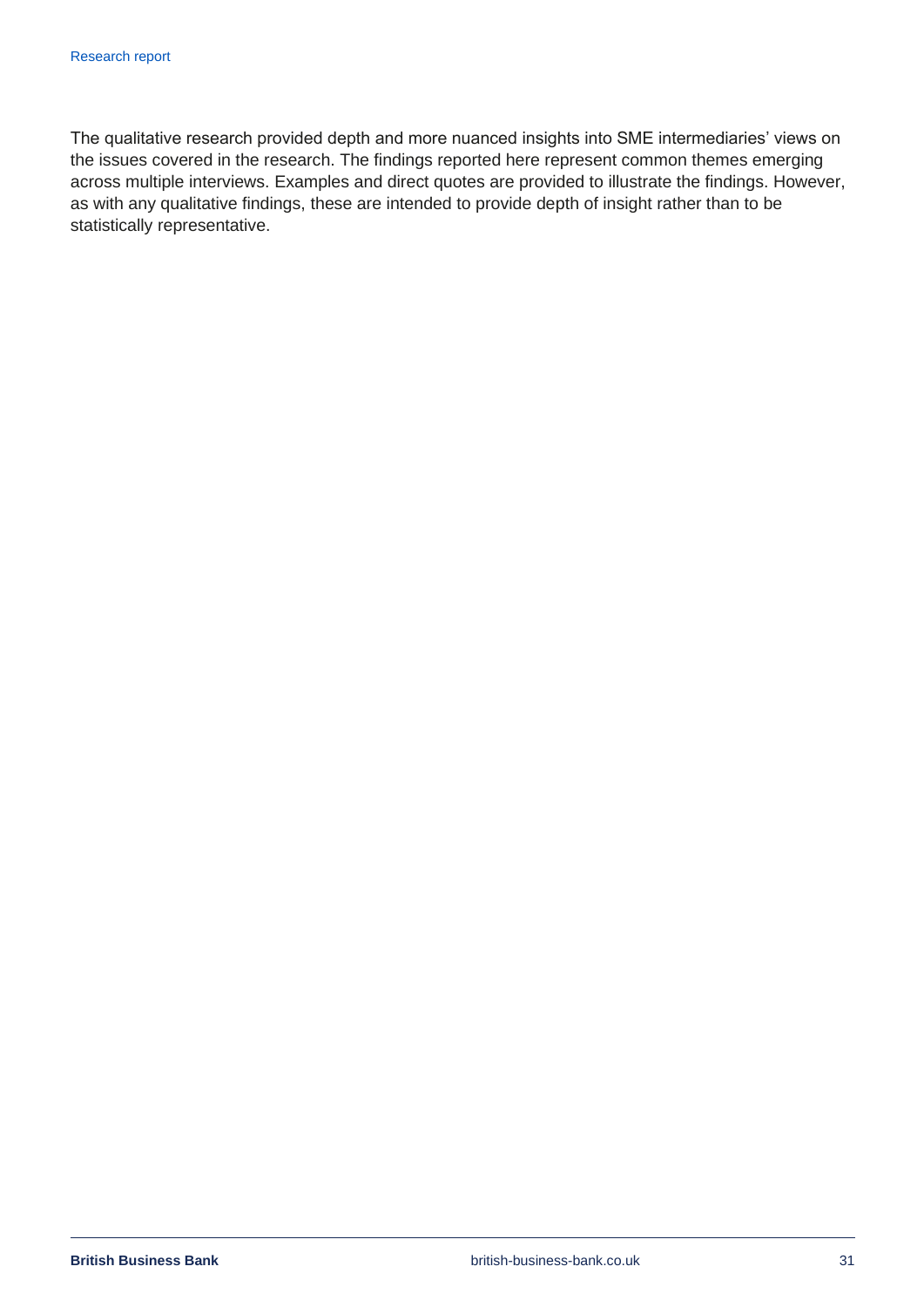The qualitative research provided depth and more nuanced insights into SME intermediaries' views on the issues covered in the research. The findings reported here represent common themes emerging across multiple interviews. Examples and direct quotes are provided to illustrate the findings. However, as with any qualitative findings, these are intended to provide depth of insight rather than to be statistically representative.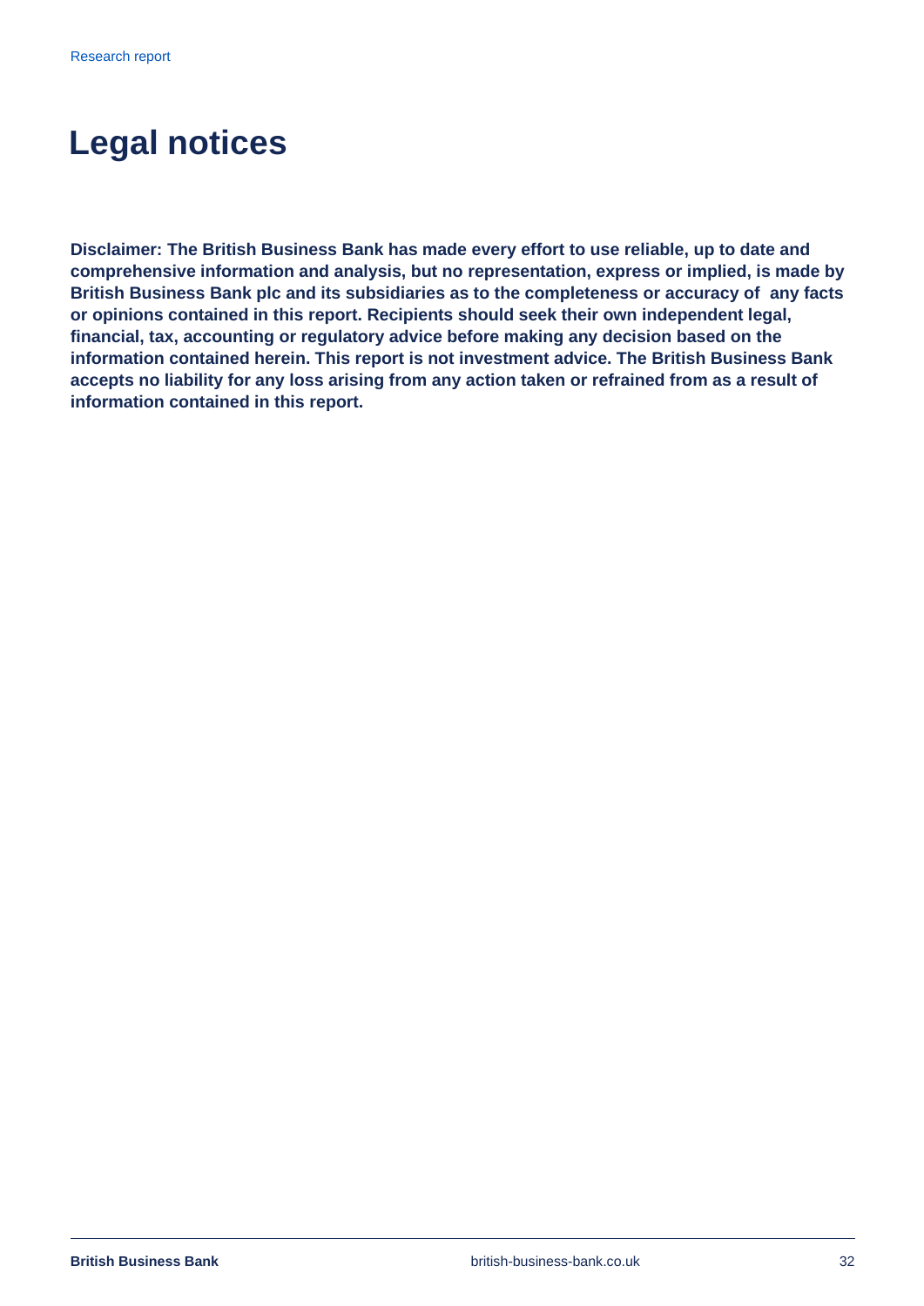# Legal notices

**Disclaimer: The British Business Bank has made every effort to use reliable, up to date and comprehensive information and analysis, but no representation, express or implied, is made by British Business Bank plc and its subsidiaries as to the completeness or accuracy of any facts or opinions contained in this report. Recipients should seek their own independent legal, financial, tax, accounting or regulatory advice before making any decision based on the information contained herein. This report is not investment advice. The British Business Bank accepts no liability for any loss arising from any action taken or refrained from as a result of information contained in this report.**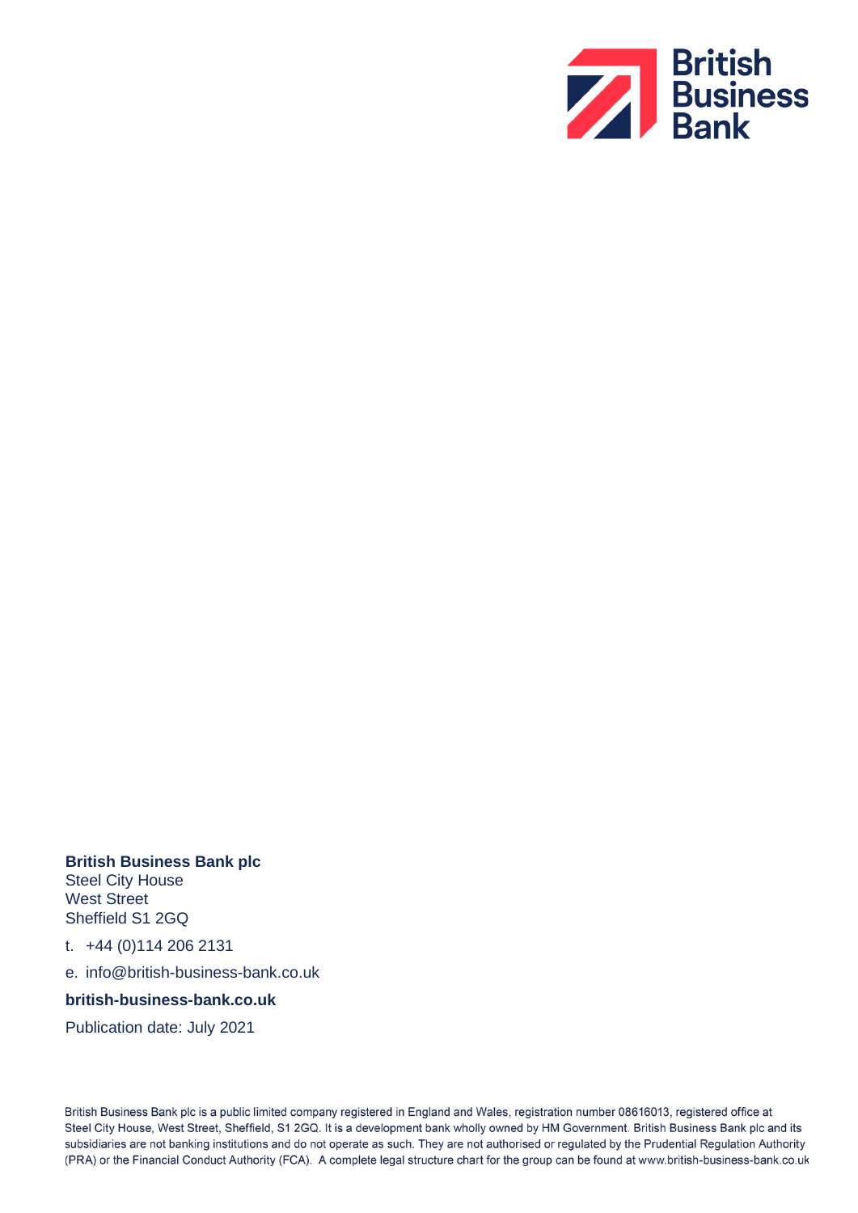**British Business Bank plc**
Steel City House
West Street
Sheffield S1 2GQ

t. +44 (0)114 206 2131

e. info@british-business-bank.co.uk

**british-business-bank.co.uk**

Publication date: July 2021

British Business Bank plc is a public limited company registered in England and Wales, registration number 08616013, registered office at Steel City House, West Street, Sheffield, S1 2GQ. It is a development bank wholly owned by HM Government. British Business Bank plc and its subsidiaries are not banking institutions and do not operate as such. They are not authorised or regulated by the Prudential Regulation Authority (PRA) or the Financial Conduct Authority (FCA). A complete legal structure chart for the group can be found at www.british-business-bank.co.uk